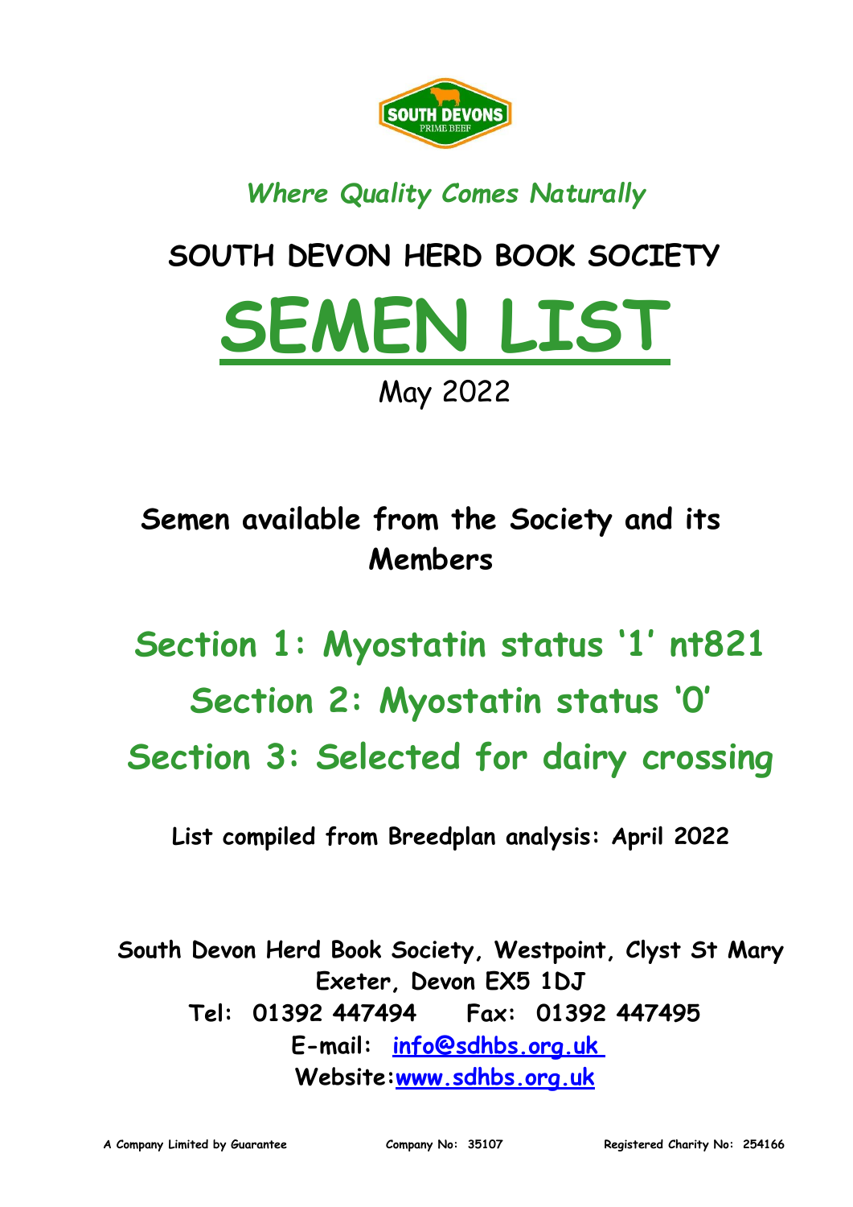*Where Quality Comes Naturally*

# SOUTH DEVON HERD BOOK SOCIETY

# SEMEN LIST

May 2022

## Semen available from the Society and its Members

## Section 1: Myostatin status '1' nt821

## Section 2: Myostatin status '0'

## Section 3: Selected for dairy crossing

**List compiled from Breedplan analysis: April 2022**

**South Devon Herd Book Society, Westpoint, Clyst St Mary**
**Exeter, Devon EX5 1DJ**
**Tel: 01392 447494 Fax: 01392 447495**
**E-mail: info@sdhbs.org.uk**
**Website: www.sdhbs.org.uk**

A Company Limited by Guarantee Company No: 35107 Registered Charity No: 254166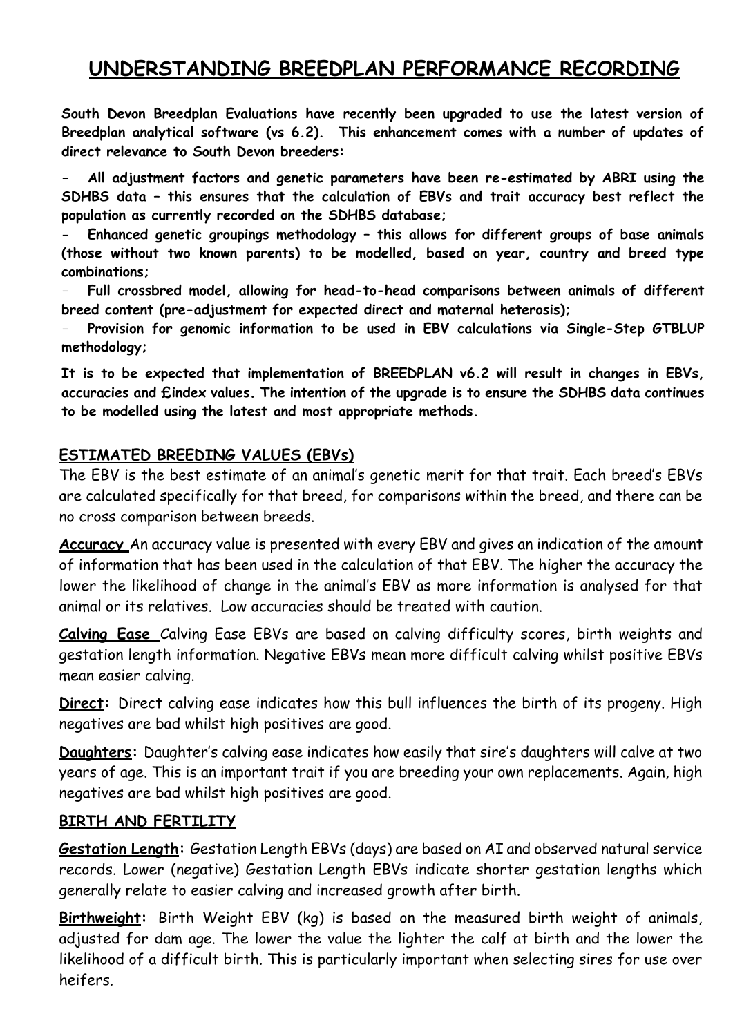# UNDERSTANDING BREEDPLAN PERFORMANCE RECORDING

**South Devon Breedplan Evaluations have recently been upgraded to use the latest version of Breedplan analytical software (vs 6.2). This enhancement comes with a number of updates of direct relevance to South Devon breeders:**

- **All adjustment factors and genetic parameters have been re-estimated by ABRI using the SDHBS data – this ensures that the calculation of EBVs and trait accuracy best reflect the population as currently recorded on the SDHBS database;**
- **Enhanced genetic groupings methodology – this allows for different groups of base animals (those without two known parents) to be modelled, based on year, country and breed type combinations;**
- **Full crossbred model, allowing for head-to-head comparisons between animals of different breed content (pre-adjustment for expected direct and maternal heterosis);**
- **Provision for genomic information to be used in EBV calculations via Single-Step GTBLUP methodology;**

**It is to be expected that implementation of BREEDPLAN v6.2 will result in changes in EBVs, accuracies and £index values. The intention of the upgrade is to ensure the SDHBS data continues to be modelled using the latest and most appropriate methods.**

## ESTIMATED BREEDING VALUES (EBVs)

The EBV is the best estimate of an animal's genetic merit for that trait. Each breed's EBVs are calculated specifically for that breed, for comparisons within the breed, and there can be no cross comparison between breeds.

**Accuracy** An accuracy value is presented with every EBV and gives an indication of the amount of information that has been used in the calculation of that EBV. The higher the accuracy the lower the likelihood of change in the animal's EBV as more information is analysed for that animal or its relatives. Low accuracies should be treated with caution.

**Calving Ease** Calving Ease EBVs are based on calving difficulty scores, birth weights and gestation length information. Negative EBVs mean more difficult calving whilst positive EBVs mean easier calving.

**Direct:** Direct calving ease indicates how this bull influences the birth of its progeny. High negatives are bad whilst high positives are good.

**Daughters:** Daughter's calving ease indicates how easily that sire's daughters will calve at two years of age. This is an important trait if you are breeding your own replacements. Again, high negatives are bad whilst high positives are good.

## BIRTH AND FERTILITY

**Gestation Length:** Gestation Length EBVs (days) are based on AI and observed natural service records. Lower (negative) Gestation Length EBVs indicate shorter gestation lengths which generally relate to easier calving and increased growth after birth.

**Birthweight:** Birth Weight EBV (kg) is based on the measured birth weight of animals, adjusted for dam age. The lower the value the lighter the calf at birth and the lower the likelihood of a difficult birth. This is particularly important when selecting sires for use over heifers.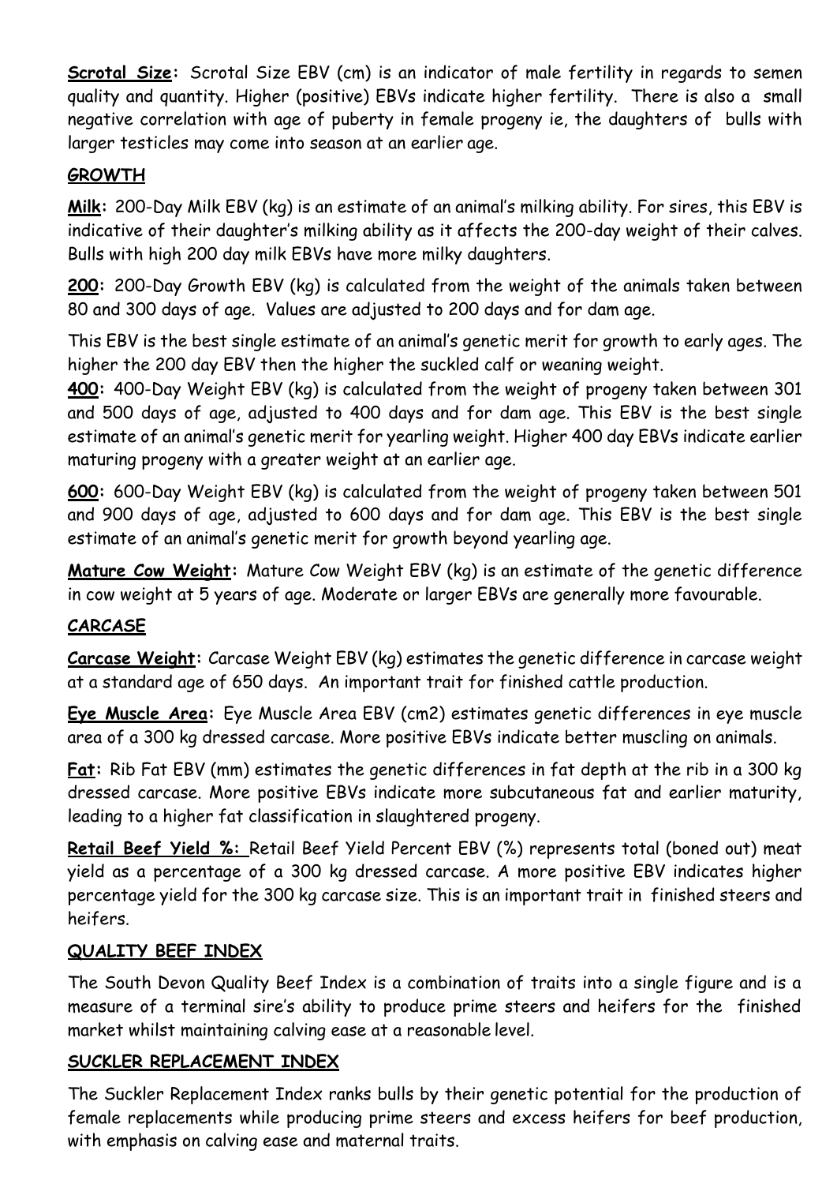**Scrotal Size:** Scrotal Size EBV (cm) is an indicator of male fertility in regards to semen quality and quantity. Higher (positive) EBVs indicate higher fertility. There is also a small negative correlation with age of puberty in female progeny ie, the daughters of bulls with larger testicles may come into season at an earlier age.

## GROWTH

**Milk:** 200-Day Milk EBV (kg) is an estimate of an animal's milking ability. For sires, this EBV is indicative of their daughter's milking ability as it affects the 200-day weight of their calves. Bulls with high 200 day milk EBVs have more milky daughters.

**200:** 200-Day Growth EBV (kg) is calculated from the weight of the animals taken between 80 and 300 days of age. Values are adjusted to 200 days and for dam age.

This EBV is the best single estimate of an animal's genetic merit for growth to early ages. The higher the 200 day EBV then the higher the suckled calf or weaning weight.

**400:** 400-Day Weight EBV (kg) is calculated from the weight of progeny taken between 301 and 500 days of age, adjusted to 400 days and for dam age. This EBV is the best single estimate of an animal's genetic merit for yearling weight. Higher 400 day EBVs indicate earlier maturing progeny with a greater weight at an earlier age.

**600:** 600-Day Weight EBV (kg) is calculated from the weight of progeny taken between 501 and 900 days of age, adjusted to 600 days and for dam age. This EBV is the best single estimate of an animal's genetic merit for growth beyond yearling age.

**Mature Cow Weight:** Mature Cow Weight EBV (kg) is an estimate of the genetic difference in cow weight at 5 years of age. Moderate or larger EBVs are generally more favourable.

## CARCASE

**Carcase Weight:** Carcase Weight EBV (kg) estimates the genetic difference in carcase weight at a standard age of 650 days. An important trait for finished cattle production.

**Eye Muscle Area:** Eye Muscle Area EBV (cm2) estimates genetic differences in eye muscle area of a 300 kg dressed carcase. More positive EBVs indicate better muscling on animals.

**Fat:** Rib Fat EBV (mm) estimates the genetic differences in fat depth at the rib in a 300 kg dressed carcase. More positive EBVs indicate more subcutaneous fat and earlier maturity, leading to a higher fat classification in slaughtered progeny.

**Retail Beef Yield %:** Retail Beef Yield Percent EBV (%) represents total (boned out) meat yield as a percentage of a 300 kg dressed carcase. A more positive EBV indicates higher percentage yield for the 300 kg carcase size. This is an important trait in finished steers and heifers.

## QUALITY BEEF INDEX

The South Devon Quality Beef Index is a combination of traits into a single figure and is a measure of a terminal sire's ability to produce prime steers and heifers for the finished market whilst maintaining calving ease at a reasonable level.

## SUCKLER REPLACEMENT INDEX

The Suckler Replacement Index ranks bulls by their genetic potential for the production of female replacements while producing prime steers and excess heifers for beef production, with emphasis on calving ease and maternal traits.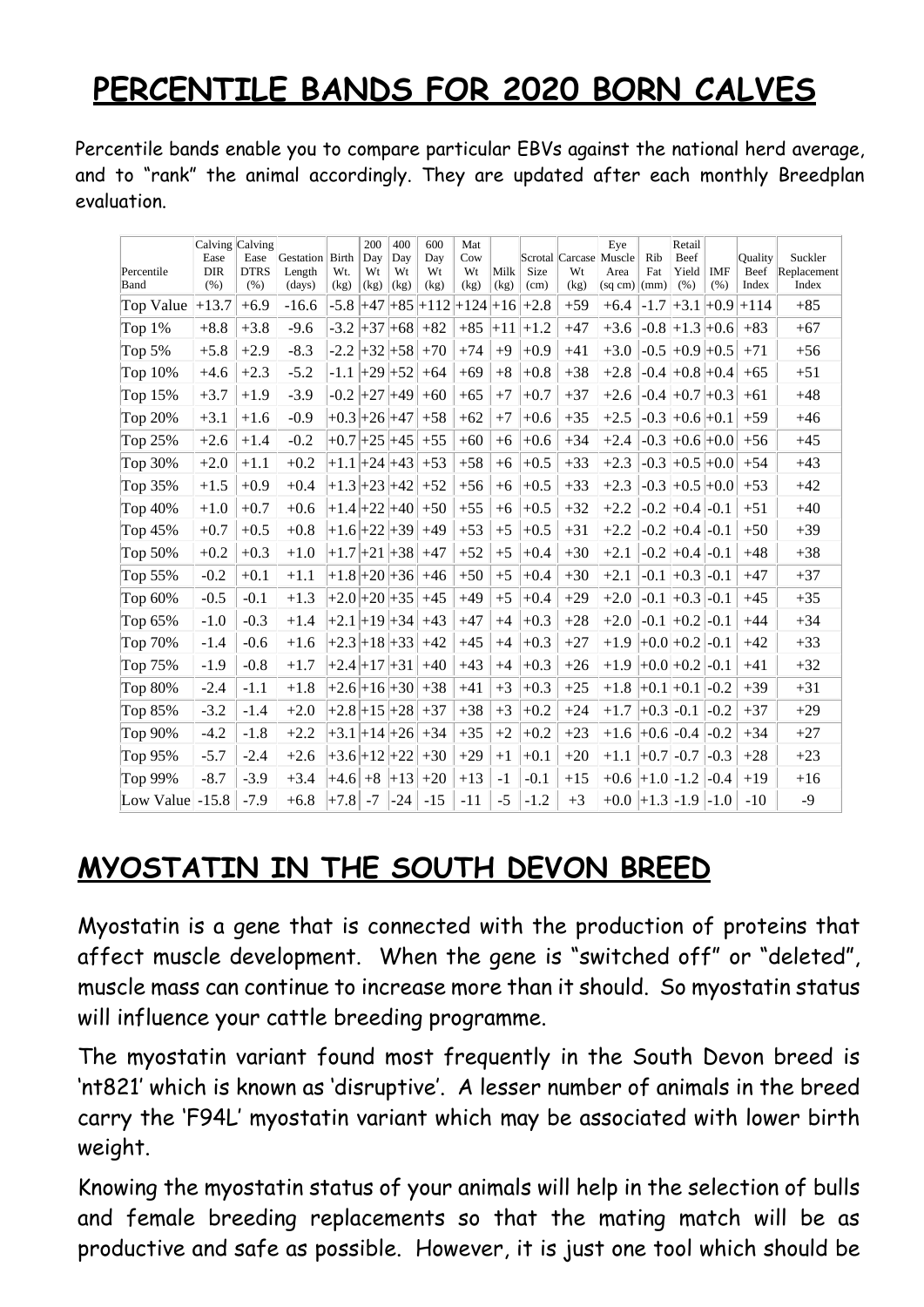# PERCENTILE BANDS FOR 2020 BORN CALVES

Percentile bands enable you to compare particular EBVs against the national herd average, and to "rank" the animal accordingly. They are updated after each monthly Breedplan evaluation.

| Percentile Band | Calving Ease DIR (%) | Calving Ease DTRS (%) | Gestation Length (days) | Birth Wt. (kg) | 200 Day Wt (kg) | 400 Day Wt (kg) | 600 Day Wt (kg) | Mat Cow Wt (kg) | Milk (kg) | Scrotal Size (cm) | Carcase Wt (kg) | Eye Muscle Area (sq cm) | Rib Fat (mm) | Retail Beef Yield (%) | IMF (%) | Quality Beef Index | Suckler Replacement Index |
|---|---|---|---|---|---|---|---|---|---|---|---|---|---|---|---|---|---|
| Top Value | +13.7 | +6.9 | -16.6 | -5.8 | +47 | +85 | +112 | +124 | +16 | +2.8 | +59 | +6.4 | -1.7 | +3.1 | +0.9 | +114 | +85 |
| Top 1% | +8.8 | +3.8 | -9.6 | -3.2 | +37 | +68 | +82 | +85 | +11 | +1.2 | +47 | +3.6 | -0.8 | +1.3 | +0.6 | +83 | +67 |
| Top 5% | +5.8 | +2.9 | -8.3 | -2.2 | +32 | +58 | +70 | +74 | +9 | +0.9 | +41 | +3.0 | -0.5 | +0.9 | +0.5 | +71 | +56 |
| Top 10% | +4.6 | +2.3 | -5.2 | -1.1 | +29 | +52 | +64 | +69 | +8 | +0.8 | +38 | +2.8 | -0.4 | +0.8 | +0.4 | +65 | +51 |
| Top 15% | +3.7 | +1.9 | -3.9 | -0.2 | +27 | +49 | +60 | +65 | +7 | +0.7 | +37 | +2.6 | -0.4 | +0.7 | +0.3 | +61 | +48 |
| Top 20% | +3.1 | +1.6 | -0.9 | +0.3 | +26 | +47 | +58 | +62 | +7 | +0.6 | +35 | +2.5 | -0.3 | +0.6 | +0.1 | +59 | +46 |
| Top 25% | +2.6 | +1.4 | -0.2 | +0.7 | +25 | +45 | +55 | +60 | +6 | +0.6 | +34 | +2.4 | -0.3 | +0.6 | +0.0 | +56 | +45 |
| Top 30% | +2.0 | +1.1 | +0.2 | +1.1 | +24 | +43 | +53 | +58 | +6 | +0.5 | +33 | +2.3 | -0.3 | +0.5 | +0.0 | +54 | +43 |
| Top 35% | +1.5 | +0.9 | +0.4 | +1.3 | +23 | +42 | +52 | +56 | +6 | +0.5 | +33 | +2.3 | -0.3 | +0.5 | +0.0 | +53 | +42 |
| Top 40% | +1.0 | +0.7 | +0.6 | +1.4 | +22 | +40 | +50 | +55 | +6 | +0.5 | +32 | +2.2 | -0.2 | +0.4 | -0.1 | +51 | +40 |
| Top 45% | +0.7 | +0.5 | +0.8 | +1.6 | +22 | +39 | +49 | +53 | +5 | +0.5 | +31 | +2.2 | -0.2 | +0.4 | -0.1 | +50 | +39 |
| Top 50% | +0.2 | +0.3 | +1.0 | +1.7 | +21 | +38 | +47 | +52 | +5 | +0.4 | +30 | +2.1 | -0.2 | +0.4 | -0.1 | +48 | +38 |
| Top 55% | -0.2 | +0.1 | +1.1 | +1.8 | +20 | +36 | +46 | +50 | +5 | +0.4 | +30 | +2.1 | -0.1 | +0.3 | -0.1 | +47 | +37 |
| Top 60% | -0.5 | -0.1 | +1.3 | +2.0 | +20 | +35 | +45 | +49 | +5 | +0.4 | +29 | +2.0 | -0.1 | +0.3 | -0.1 | +45 | +35 |
| Top 65% | -1.0 | -0.3 | +1.4 | +2.1 | +19 | +34 | +43 | +47 | +4 | +0.3 | +28 | +2.0 | -0.1 | +0.2 | -0.1 | +44 | +34 |
| Top 70% | -1.4 | -0.6 | +1.6 | +2.3 | +18 | +33 | +42 | +45 | +4 | +0.3 | +27 | +1.9 | +0.0 | +0.2 | -0.1 | +42 | +33 |
| Top 75% | -1.9 | -0.8 | +1.7 | +2.4 | +17 | +31 | +40 | +43 | +4 | +0.3 | +26 | +1.9 | +0.0 | +0.2 | -0.1 | +41 | +32 |
| Top 80% | -2.4 | -1.1 | +1.8 | +2.6 | +16 | +30 | +38 | +41 | +3 | +0.3 | +25 | +1.8 | +0.1 | +0.1 | -0.2 | +39 | +31 |
| Top 85% | -3.2 | -1.4 | +2.0 | +2.8 | +15 | +28 | +37 | +38 | +3 | +0.2 | +24 | +1.7 | +0.3 | -0.1 | -0.2 | +37 | +29 |
| Top 90% | -4.2 | -1.8 | +2.2 | +3.1 | +14 | +26 | +34 | +35 | +2 | +0.2 | +23 | +1.6 | +0.6 | -0.4 | -0.2 | +34 | +27 |
| Top 95% | -5.7 | -2.4 | +2.6 | +3.6 | +12 | +22 | +30 | +29 | +1 | +0.1 | +20 | +1.1 | +0.7 | -0.7 | -0.3 | +28 | +23 |
| Top 99% | -8.7 | -3.9 | +3.4 | +4.6 | +8 | +13 | +20 | +13 | -1 | -0.1 | +15 | +0.6 | +1.0 | -1.2 | -0.4 | +19 | +16 |
| Low Value | -15.8 | -7.9 | +6.8 | +7.8 | -7 | -24 | -15 | -11 | -5 | -1.2 | +3 | +0.0 | +1.3 | -1.9 | -1.0 | -10 | -9 |

## MYOSTATIN IN THE SOUTH DEVON BREED

Myostatin is a gene that is connected with the production of proteins that affect muscle development. When the gene is "switched off" or "deleted", muscle mass can continue to increase more than it should. So myostatin status will influence your cattle breeding programme.

The myostatin variant found most frequently in the South Devon breed is 'nt821' which is known as 'disruptive'. A lesser number of animals in the breed carry the 'F94L' myostatin variant which may be associated with lower birth weight.

Knowing the myostatin status of your animals will help in the selection of bulls and female breeding replacements so that the mating match will be as productive and safe as possible. However, it is just one tool which should be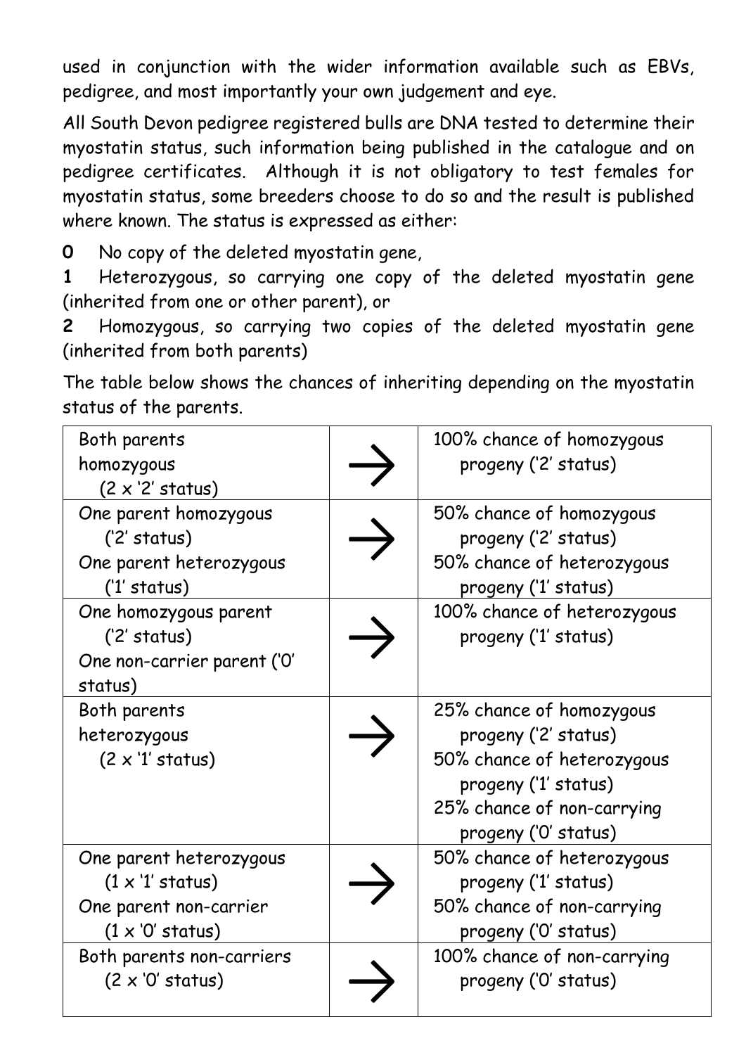used in conjunction with the wider information available such as EBVs, pedigree, and most importantly your own judgement and eye.

All South Devon pedigree registered bulls are DNA tested to determine their myostatin status, such information being published in the catalogue and on pedigree certificates. Although it is not obligatory to test females for myostatin status, some breeders choose to do so and the result is published where known. The status is expressed as either:

**0** No copy of the deleted myostatin gene,

**1** Heterozygous, so carrying one copy of the deleted myostatin gene (inherited from one or other parent), or

**2** Homozygous, so carrying two copies of the deleted myostatin gene (inherited from both parents)

The table below shows the chances of inheriting depending on the myostatin status of the parents.

| Parents | | Progeny |
|---|---|---|
| Both parents homozygous (2 x '2' status) | → | 100% chance of homozygous progeny ('2' status) |
| One parent homozygous ('2' status)<br>One parent heterozygous ('1' status) | → | 50% chance of homozygous progeny ('2' status)<br>50% chance of heterozygous progeny ('1' status) |
| One homozygous parent ('2' status)<br>One non-carrier parent ('0' status) | → | 100% chance of heterozygous progeny ('1' status) |
| Both parents heterozygous (2 x '1' status) | → | 25% chance of homozygous progeny ('2' status)<br>50% chance of heterozygous progeny ('1' status)<br>25% chance of non-carrying progeny ('0' status) |
| One parent heterozygous (1 x '1' status)<br>One parent non-carrier (1 x '0' status) | → | 50% chance of heterozygous progeny ('1' status)<br>50% chance of non-carrying progeny ('0' status) |
| Both parents non-carriers (2 x '0' status) | → | 100% chance of non-carrying progeny ('0' status) |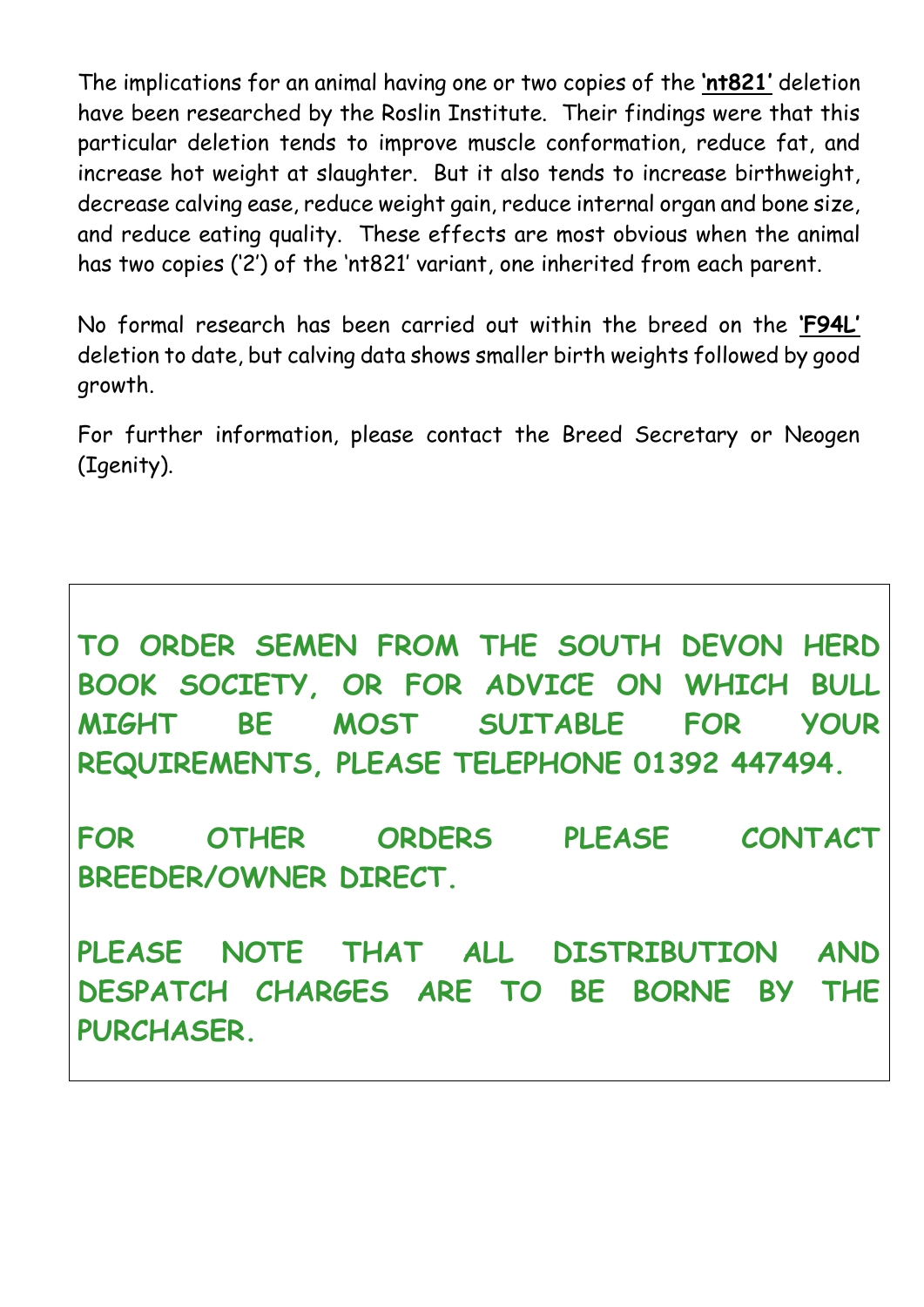The implications for an animal having one or two copies of the **'nt821'** deletion have been researched by the Roslin Institute. Their findings were that this particular deletion tends to improve muscle conformation, reduce fat, and increase hot weight at slaughter. But it also tends to increase birthweight, decrease calving ease, reduce weight gain, reduce internal organ and bone size, and reduce eating quality. These effects are most obvious when the animal has two copies ('2') of the 'nt821' variant, one inherited from each parent.

No formal research has been carried out within the breed on the **'F94L'** deletion to date, but calving data shows smaller birth weights followed by good growth.

For further information, please contact the Breed Secretary or Neogen (Igenity).

**TO ORDER SEMEN FROM THE SOUTH DEVON HERD BOOK SOCIETY, OR FOR ADVICE ON WHICH BULL MIGHT BE MOST SUITABLE FOR YOUR REQUIREMENTS, PLEASE TELEPHONE 01392 447494.**

**FOR OTHER ORDERS PLEASE CONTACT BREEDER/OWNER DIRECT.**

**PLEASE NOTE THAT ALL DISTRIBUTION AND DESPATCH CHARGES ARE TO BE BORNE BY THE PURCHASER.**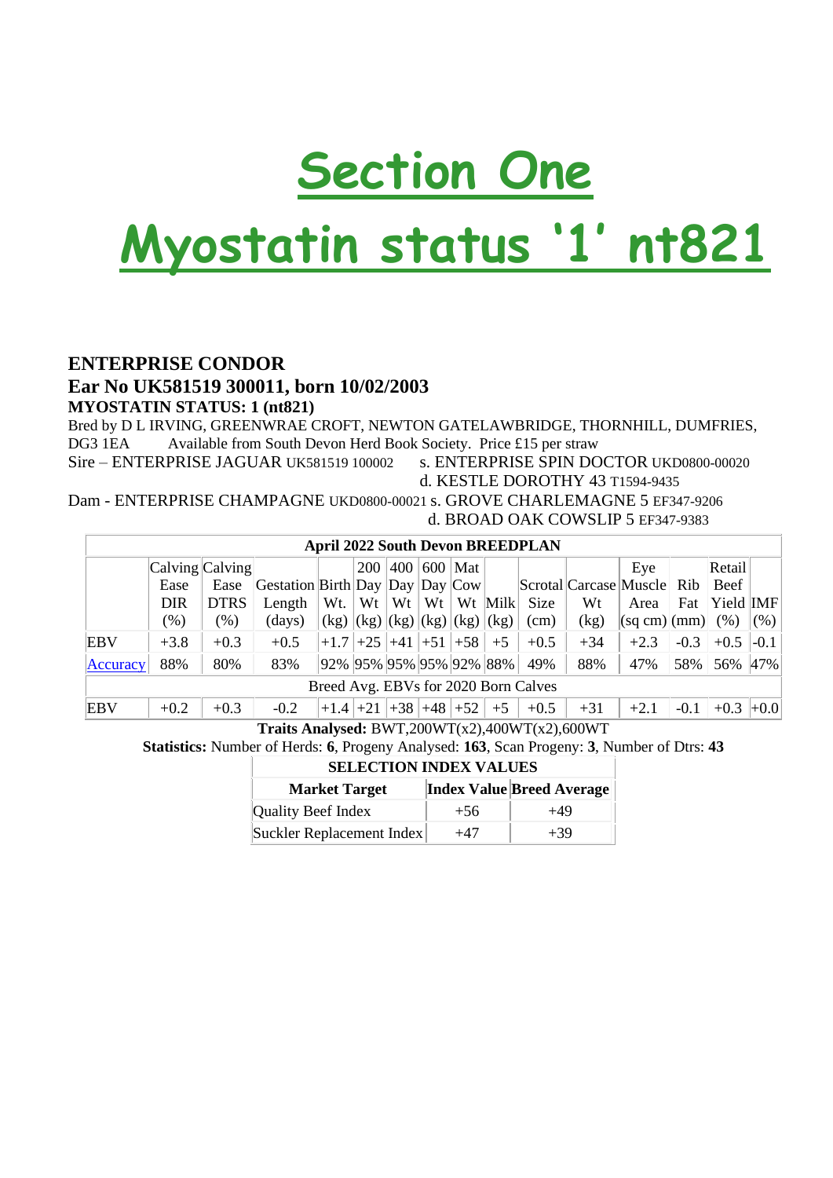# Section One

# Myostatin status '1' nt821

### ENTERPRISE CONDOR

### Ear No UK581519 300011, born 10/02/2003

**MYOSTATIN STATUS: 1 (nt821)**

Bred by D L IRVING, GREENWRAE CROFT, NEWTON GATELAWBRIDGE, THORNHILL, DUMFRIES, DG3 1EA     Available from South Devon Herd Book Society. Price £15 per straw

Sire – ENTERPRISE JAGUAR UK581519 100002     s. ENTERPRISE SPIN DOCTOR UKD0800-00020
d. KESTLE DOROTHY 43 T1594-9435

Dam - ENTERPRISE CHAMPAGNE UKD0800-00021 s. GROVE CHARLEMAGNE 5 EF347-9206
d. BROAD OAK COWSLIP 5 EF347-9383

| April 2022 South Devon BREEDPLAN | | | | | | | | | | | | | | | | |
|---|---|---|---|---|---|---|---|---|---|---|---|---|---|---|---|---|
| | Calving Ease DIR (%) | Calving Ease DTRS (%) | Gestation Length (days) | Birth Wt. (kg) | 200 Day Wt (kg) | 400 Day Wt (kg) | 600 Day Wt (kg) | Mat Cow Wt (kg) | Milk (kg) | Scrotal Size (cm) | Carcase Wt (kg) | Eye Muscle Area (sq cm) | Rib Fat (mm) | Retail Beef Yield (%) | IMF (%) |
| EBV | +3.8 | +0.3 | +0.5 | +1.7 | +25 | +41 | +51 | +58 | +5 | +0.5 | +34 | +2.3 | -0.3 | +0.5 | -0.1 |
| Accuracy | 88% | 80% | 83% | 92% | 95% | 95% | 95% | 92% | 88% | 49% | 88% | 47% | 58% | 56% | 47% |
| Breed Avg. EBVs for 2020 Born Calves | | | | | | | | | | | | | | | |
| EBV | +0.2 | +0.3 | -0.2 | +1.4 | +21 | +38 | +48 | +52 | +5 | +0.5 | +31 | +2.1 | -0.1 | +0.3 | +0.0 |

**Traits Analysed:** BWT,200WT(x2),400WT(x2),600WT

**Statistics:** Number of Herds: **6**, Progeny Analysed: **163**, Scan Progeny: **3**, Number of Dtrs: **43**

| SELECTION INDEX VALUES | | |
|---|---|---|
| **Market Target** | **Index Value** | **Breed Average** |
| Quality Beef Index | +56 | +49 |
| Suckler Replacement Index | +47 | +39 |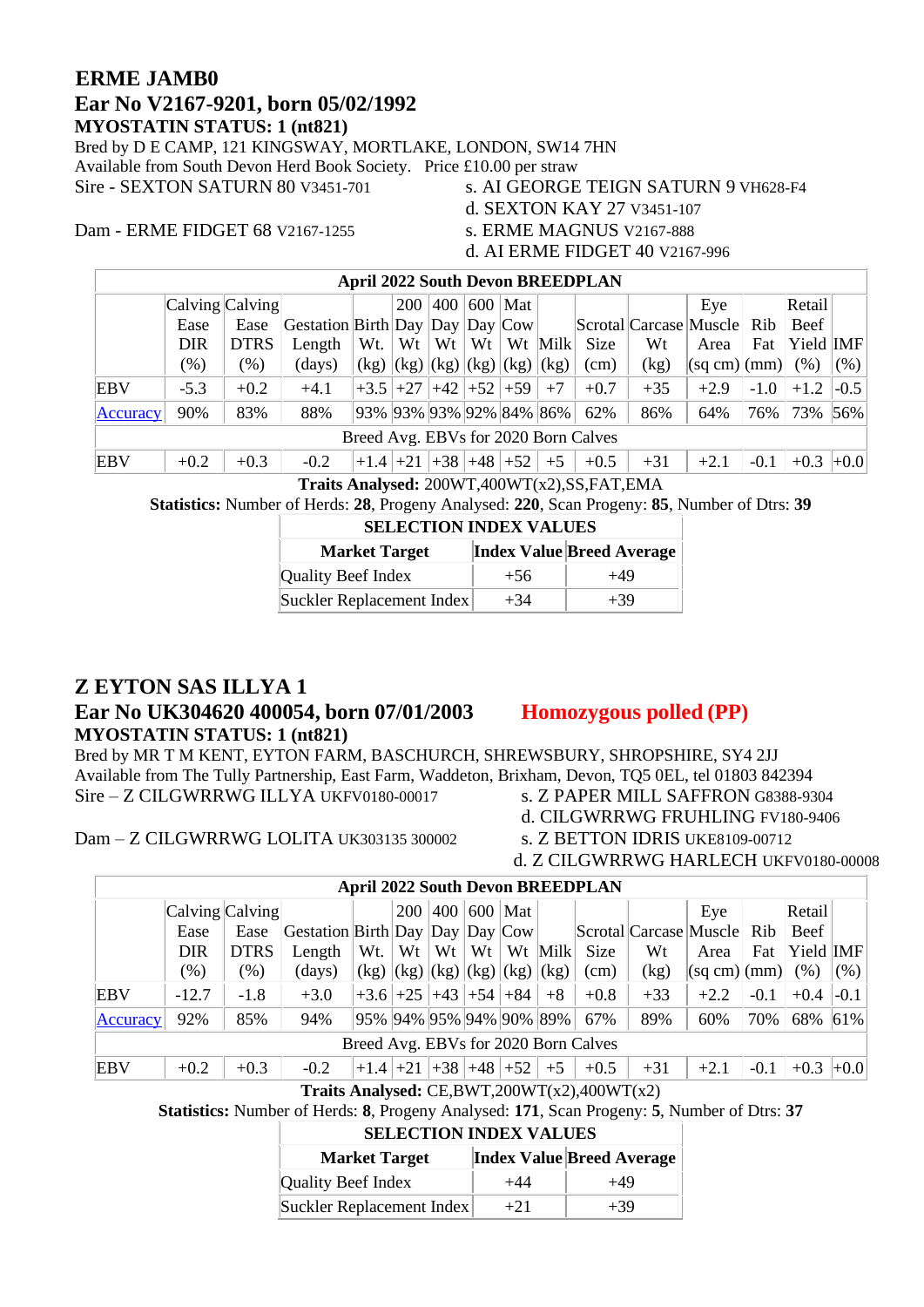## ERME JAMB0

## Ear No V2167-9201, born 05/02/1992

**MYOSTATIN STATUS: 1 (nt821)**

Bred by D E CAMP, 121 KINGSWAY, MORTLAKE, LONDON, SW14 7HN
Available from South Devon Herd Book Society. Price £10.00 per straw

Sire - SEXTON SATURN 80 V3451-701 — s. AI GEORGE TEIGN SATURN 9 VH628-F4; d. SEXTON KAY 27 V3451-107

Dam - ERME FIDGET 68 V2167-1255 — s. ERME MAGNUS V2167-888; d. AI ERME FIDGET 40 V2167-996

| April 2022 South Devon BREEDPLAN | | | | | | | | | | | | | | | | |
|---|---|---|---|---|---|---|---|---|---|---|---|---|---|---|---|---|
| | Calving Ease DIR (%) | Calving Ease DTRS (%) | Gestation Length (days) | Birth Wt. (kg) | 200 Day Wt (kg) | 400 Day Wt (kg) | 600 Day Wt (kg) | Mat Cow Wt (kg) | Milk (kg) | Scrotal Size (cm) | Carcase Wt (kg) | Eye Muscle Area (sq cm) | Rib Fat (mm) | Retail Beef Yield (%) | IMF (%) |
| EBV | -5.3 | +0.2 | +4.1 | +3.5 | +27 | +42 | +52 | +59 | +7 | +0.7 | +35 | +2.9 | -1.0 | +1.2 | -0.5 |
| Accuracy | 90% | 83% | 88% | 93% | 93% | 93% | 92% | 84% | 86% | 62% | 86% | 64% | 76% | 73% | 56% |
| Breed Avg. EBVs for 2020 Born Calves | | | | | | | | | | | | | | | |
| EBV | +0.2 | +0.3 | -0.2 | +1.4 | +21 | +38 | +48 | +52 | +5 | +0.5 | +31 | +2.1 | -0.1 | +0.3 | +0.0 |

**Traits Analysed:** 200WT,400WT(x2),SS,FAT,EMA

**Statistics:** Number of Herds: **28**, Progeny Analysed: **220**, Scan Progeny: **85**, Number of Dtrs: **39**

| SELECTION INDEX VALUES | | |
|---|---|---|
| **Market Target** | **Index Value** | **Breed Average** |
| Quality Beef Index | +56 | +49 |
| Suckler Replacement Index | +34 | +39 |

## Z EYTON SAS ILLYA 1

## Ear No UK304620 400054, born 07/01/2003 Homozygous polled (PP)

**MYOSTATIN STATUS: 1 (nt821)**

Bred by MR T M KENT, EYTON FARM, BASCHURCH, SHREWSBURY, SHROPSHIRE, SY4 2JJ
Available from The Tully Partnership, East Farm, Waddeton, Brixham, Devon, TQ5 0EL, tel 01803 842394

Sire – Z CILGWRRWG ILLYA UKFV0180-00017 — s. Z PAPER MILL SAFFRON G8388-9304; d. CILGWRRWG FRUHLING FV180-9406

Dam – Z CILGWRRWG LOLITA UK303135 300002 — s. Z BETTON IDRIS UKE8109-00712; d. Z CILGWRRWG HARLECH UKFV0180-00008

| April 2022 South Devon BREEDPLAN | | | | | | | | | | | | | | | | |
|---|---|---|---|---|---|---|---|---|---|---|---|---|---|---|---|---|
| | Calving Ease DIR (%) | Calving Ease DTRS (%) | Gestation Length (days) | Birth Wt. (kg) | 200 Day Wt (kg) | 400 Day Wt (kg) | 600 Day Wt (kg) | Mat Cow Wt (kg) | Milk (kg) | Scrotal Size (cm) | Carcase Wt (kg) | Eye Muscle Area (sq cm) | Rib Fat (mm) | Retail Beef Yield (%) | IMF (%) |
| EBV | -12.7 | -1.8 | +3.0 | +3.6 | +25 | +43 | +54 | +84 | +8 | +0.8 | +33 | +2.2 | -0.1 | +0.4 | -0.1 |
| Accuracy | 92% | 85% | 94% | 95% | 94% | 95% | 94% | 90% | 89% | 67% | 89% | 60% | 70% | 68% | 61% |
| Breed Avg. EBVs for 2020 Born Calves | | | | | | | | | | | | | | | |
| EBV | +0.2 | +0.3 | -0.2 | +1.4 | +21 | +38 | +48 | +52 | +5 | +0.5 | +31 | +2.1 | -0.1 | +0.3 | +0.0 |

**Traits Analysed:** CE,BWT,200WT(x2),400WT(x2)

**Statistics:** Number of Herds: **8**, Progeny Analysed: **171**, Scan Progeny: **5**, Number of Dtrs: **37**

| SELECTION INDEX VALUES | | |
|---|---|---|
| **Market Target** | **Index Value** | **Breed Average** |
| Quality Beef Index | +44 | +49 |
| Suckler Replacement Index | +21 | +39 |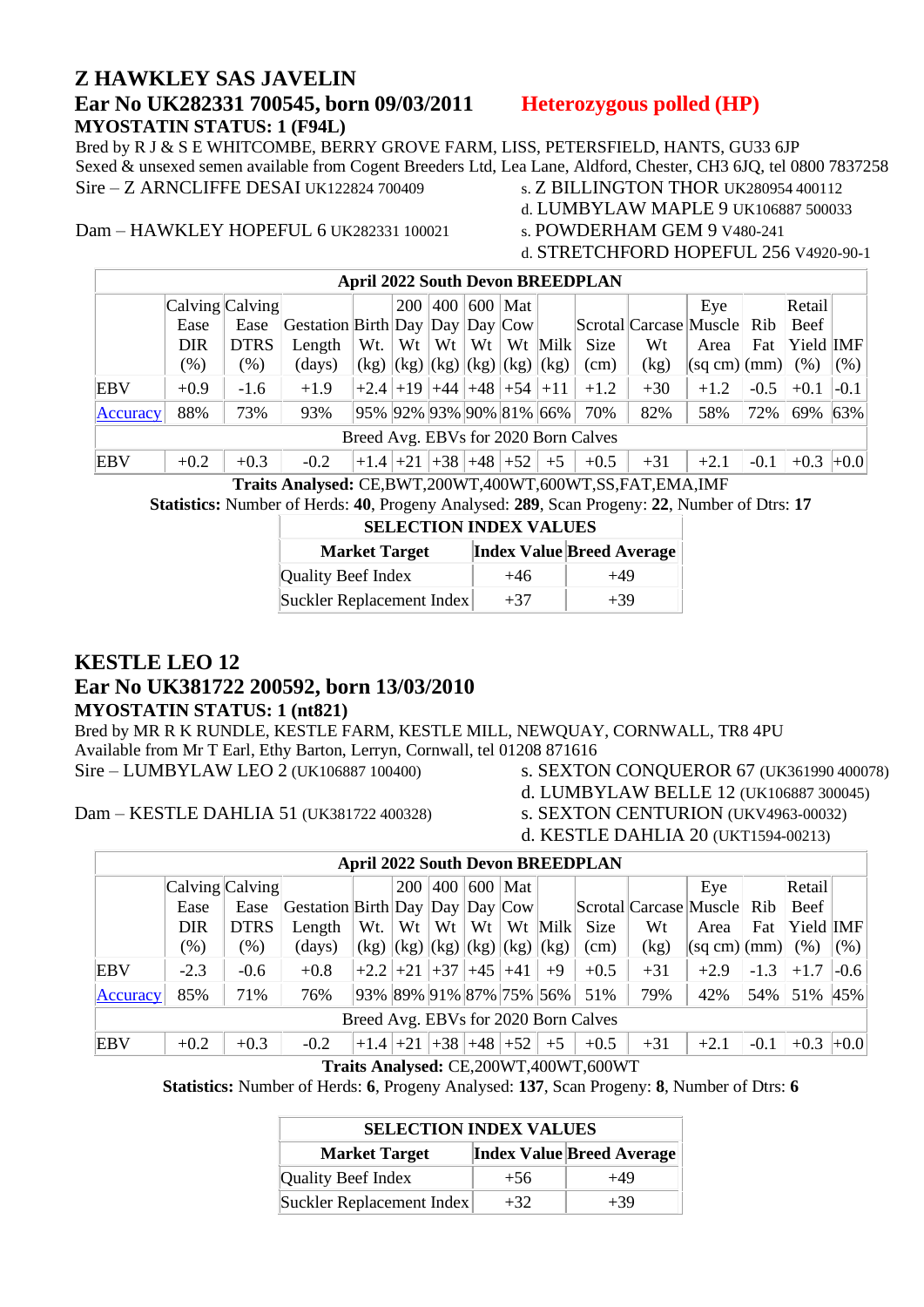## Z HAWKLEY SAS JAVELIN

### Ear No UK282331 700545, born 09/03/2011 Heterozygous polled (HP)

**MYOSTATIN STATUS: 1 (F94L)**

Bred by R J & S E WHITCOMBE, BERRY GROVE FARM, LISS, PETERSFIELD, HANTS, GU33 6JP
Sexed & unsexed semen available from Cogent Breeders Ltd, Lea Lane, Aldford, Chester, CH3 6JQ, tel 0800 7837258

Sire – Z ARNCLIFFE DESAI UK122824 700409
- s. Z BILLINGTON THOR UK280954 400112
- d. LUMBYLAW MAPLE 9 UK106887 500033

Dam – HAWKLEY HOPEFUL 6 UK282331 100021
- s. POWDERHAM GEM 9 V480-241
- d. STRETCHFORD HOPEFUL 256 V4920-90-1

| April 2022 South Devon BREEDPLAN | | | | | | | | | | | | | | | | |
|---|---|---|---|---|---|---|---|---|---|---|---|---|---|---|---|---|
| | Calving Ease DIR (%) | Calving Ease DTRS (%) | Gestation Length (days) | Birth Wt. (kg) | 200 Day Wt (kg) | 400 Day Wt (kg) | 600 Day Wt (kg) | Mat Cow Wt (kg) | Milk (kg) | Scrotal Size (cm) | Carcase Wt (kg) | Eye Muscle Area (sq cm) | Rib Fat (mm) | Retail Beef Yield (%) | IMF (%) |
| EBV | +0.9 | -1.6 | +1.9 | +2.4 | +19 | +44 | +48 | +54 | +11 | +1.2 | +30 | +1.2 | -0.5 | +0.1 | -0.1 |
| Accuracy | 88% | 73% | 93% | 95% | 92% | 93% | 90% | 81% | 66% | 70% | 82% | 58% | 72% | 69% | 63% |
| Breed Avg. EBVs for 2020 Born Calves | | | | | | | | | | | | | | | |
| EBV | +0.2 | +0.3 | -0.2 | +1.4 | +21 | +38 | +48 | +52 | +5 | +0.5 | +31 | +2.1 | -0.1 | +0.3 | +0.0 |

**Traits Analysed:** CE,BWT,200WT,400WT,600WT,SS,FAT,EMA,IMF

**Statistics:** Number of Herds: **40**, Progeny Analysed: **289**, Scan Progeny: **22**, Number of Dtrs: **17**

| SELECTION INDEX VALUES | | |
|---|---|---|
| **Market Target** | **Index Value** | **Breed Average** |
| Quality Beef Index | +46 | +49 |
| Suckler Replacement Index | +37 | +39 |

## KESTLE LEO 12

### Ear No UK381722 200592, born 13/03/2010

**MYOSTATIN STATUS: 1 (nt821)**

Bred by MR R K RUNDLE, KESTLE FARM, KESTLE MILL, NEWQUAY, CORNWALL, TR8 4PU
Available from Mr T Earl, Ethy Barton, Lerryn, Cornwall, tel 01208 871616

Sire – LUMBYLAW LEO 2 (UK106887 100400)
- s. SEXTON CONQUEROR 67 (UK361990 400078)
- d. LUMBYLAW BELLE 12 (UK106887 300045)

Dam – KESTLE DAHLIA 51 (UK381722 400328)
- s. SEXTON CENTURION (UKV4963-00032)
- d. KESTLE DAHLIA 20 (UKT1594-00213)

| April 2022 South Devon BREEDPLAN | | | | | | | | | | | | | | | |
|---|---|---|---|---|---|---|---|---|---|---|---|---|---|---|---|
| | Calving Ease DIR (%) | Calving Ease DTRS (%) | Gestation Length (days) | Birth Wt. (kg) | 200 Day Wt (kg) | 400 Day Wt (kg) | 600 Day Wt (kg) | Mat Cow Wt (kg) | Milk (kg) | Scrotal Size (cm) | Carcase Wt (kg) | Eye Muscle Area (sq cm) | Rib Fat (mm) | Retail Beef Yield (%) | IMF (%) |
| EBV | -2.3 | -0.6 | +0.8 | +2.2 | +21 | +37 | +45 | +41 | +9 | +0.5 | +31 | +2.9 | -1.3 | +1.7 | -0.6 |
| Accuracy | 85% | 71% | 76% | 93% | 89% | 91% | 87% | 75% | 56% | 51% | 79% | 42% | 54% | 51% | 45% |
| Breed Avg. EBVs for 2020 Born Calves | | | | | | | | | | | | | | | |
| EBV | +0.2 | +0.3 | -0.2 | +1.4 | +21 | +38 | +48 | +52 | +5 | +0.5 | +31 | +2.1 | -0.1 | +0.3 | +0.0 |

**Traits Analysed:** CE,200WT,400WT,600WT

**Statistics:** Number of Herds: **6**, Progeny Analysed: **137**, Scan Progeny: **8**, Number of Dtrs: **6**

| SELECTION INDEX VALUES | | |
|---|---|---|
| **Market Target** | **Index Value** | **Breed Average** |
| Quality Beef Index | +56 | +49 |
| Suckler Replacement Index | +32 | +39 |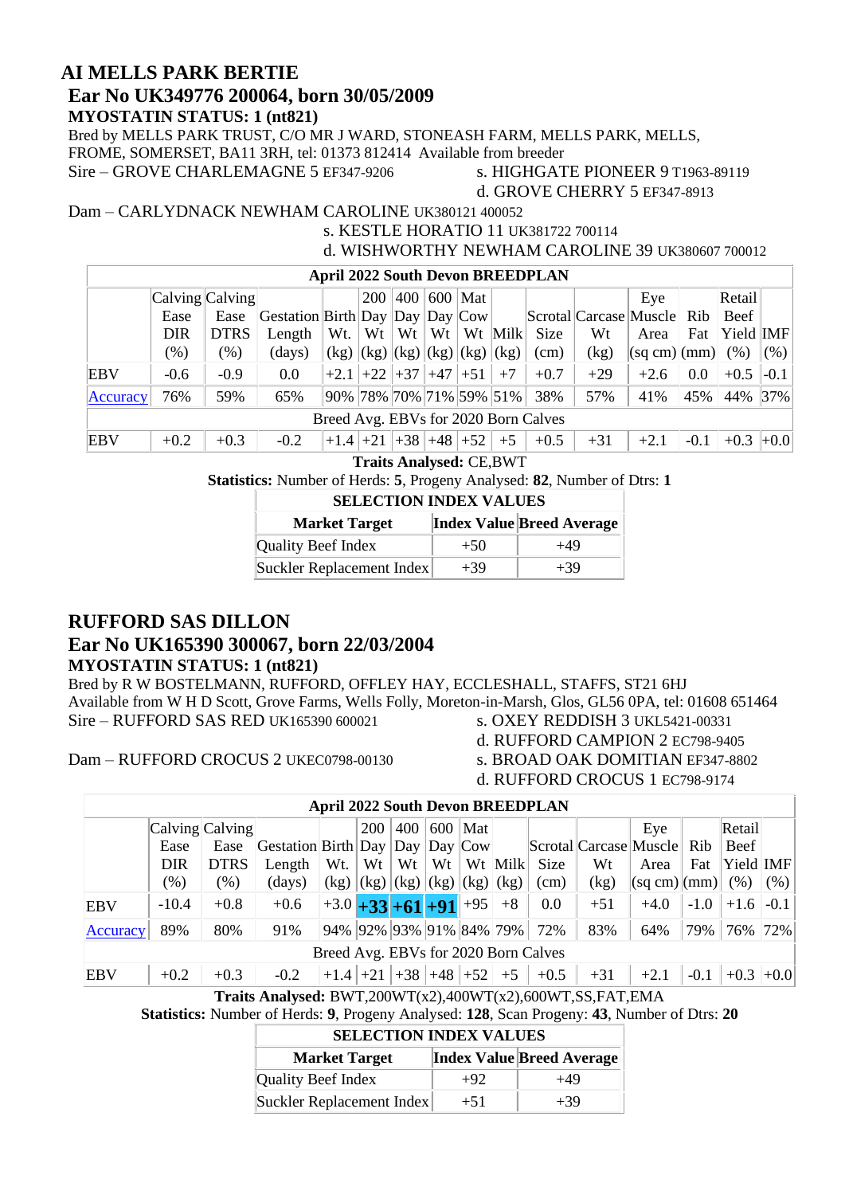## AI MELLS PARK BERTIE

### Ear No UK349776 200064, born 30/05/2009

**MYOSTATIN STATUS: 1 (nt821)**

Bred by MELLS PARK TRUST, C/O MR J WARD, STONEASH FARM, MELLS PARK, MELLS, FROME, SOMERSET, BA11 3RH, tel: 01373 812414 Available from breeder

Sire – GROVE CHARLEMAGNE 5 EF347-9206
s. HIGHGATE PIONEER 9 T1963-89119
d. GROVE CHERRY 5 EF347-8913

Dam – CARLYDNACK NEWHAM CAROLINE UK380121 400052
s. KESTLE HORATIO 11 UK381722 700114
d. WISHWORTHY NEWHAM CAROLINE 39 UK380607 700012

| April 2022 South Devon BREEDPLAN | | | | | | | | | | | | | | | | |
|---|---|---|---|---|---|---|---|---|---|---|---|---|---|---|---|---|
| | Calving Ease DIR (%) | Calving Ease DTRS (%) | Gestation Length (days) | Birth Wt. (kg) | 200 Day Wt (kg) | 400 Day Wt (kg) | 600 Day Wt (kg) | Mat Cow Wt (kg) | Milk (kg) | Scrotal Size (cm) | Carcase Wt (kg) | Eye Muscle Area (sq cm) | Rib Fat (mm) | Retail Beef Yield (%) | IMF (%) |
| EBV | -0.6 | -0.9 | 0.0 | +2.1 | +22 | +37 | +47 | +51 | +7 | +0.7 | +29 | +2.6 | 0.0 | +0.5 | -0.1 |
| Accuracy | 76% | 59% | 65% | 90% | 78% | 70% | 71% | 59% | 51% | 38% | 57% | 41% | 45% | 44% | 37% |
| Breed Avg. EBVs for 2020 Born Calves | | | | | | | | | | | | | | | |
| EBV | +0.2 | +0.3 | -0.2 | +1.4 | +21 | +38 | +48 | +52 | +5 | +0.5 | +31 | +2.1 | -0.1 | +0.3 | +0.0 |

**Traits Analysed:** CE,BWT

**Statistics:** Number of Herds: **5**, Progeny Analysed: **82**, Number of Dtrs: **1**

| SELECTION INDEX VALUES | | |
|---|---|---|
| **Market Target** | **Index Value** | **Breed Average** |
| Quality Beef Index | +50 | +49 |
| Suckler Replacement Index | +39 | +39 |

## RUFFORD SAS DILLON

### Ear No UK165390 300067, born 22/03/2004

**MYOSTATIN STATUS: 1 (nt821)**

Bred by R W BOSTELMANN, RUFFORD, OFFLEY HAY, ECCLESHALL, STAFFS, ST21 6HJ
Available from W H D Scott, Grove Farms, Wells Folly, Moreton-in-Marsh, Glos, GL56 0PA, tel: 01608 651464

Sire – RUFFORD SAS RED UK165390 600021
s. OXEY REDDISH 3 UKL5421-00331
d. RUFFORD CAMPION 2 EC798-9405

Dam – RUFFORD CROCUS 2 UKEC0798-00130
s. BROAD OAK DOMITIAN EF347-8802
d. RUFFORD CROCUS 1 EC798-9174

| April 2022 South Devon BREEDPLAN | | | | | | | | | | | | | | | | |
|---|---|---|---|---|---|---|---|---|---|---|---|---|---|---|---|---|
| | Calving Ease DIR (%) | Calving Ease DTRS (%) | Gestation Length (days) | Birth Wt. (kg) | 200 Day Wt (kg) | 400 Day Wt (kg) | 600 Day Wt (kg) | Mat Cow Wt (kg) | Milk (kg) | Scrotal Size (cm) | Carcase Wt (kg) | Eye Muscle Area (sq cm) | Rib Fat (mm) | Retail Beef Yield (%) | IMF (%) |
| EBV | -10.4 | +0.8 | +0.6 | +3.0 | **+33** | **+61** | **+91** | +95 | +8 | 0.0 | +51 | +4.0 | -1.0 | +1.6 | -0.1 |
| Accuracy | 89% | 80% | 91% | 94% | 92% | 93% | 91% | 84% | 79% | 72% | 83% | 64% | 79% | 76% | 72% |
| Breed Avg. EBVs for 2020 Born Calves | | | | | | | | | | | | | | | |
| EBV | +0.2 | +0.3 | -0.2 | +1.4 | +21 | +38 | +48 | +52 | +5 | +0.5 | +31 | +2.1 | -0.1 | +0.3 | +0.0 |

**Traits Analysed:** BWT,200WT(x2),400WT(x2),600WT,SS,FAT,EMA

**Statistics:** Number of Herds: **9**, Progeny Analysed: **128**, Scan Progeny: **43**, Number of Dtrs: **20**

| SELECTION INDEX VALUES | | |
|---|---|---|
| **Market Target** | **Index Value** | **Breed Average** |
| Quality Beef Index | +92 | +49 |
| Suckler Replacement Index | +51 | +39 |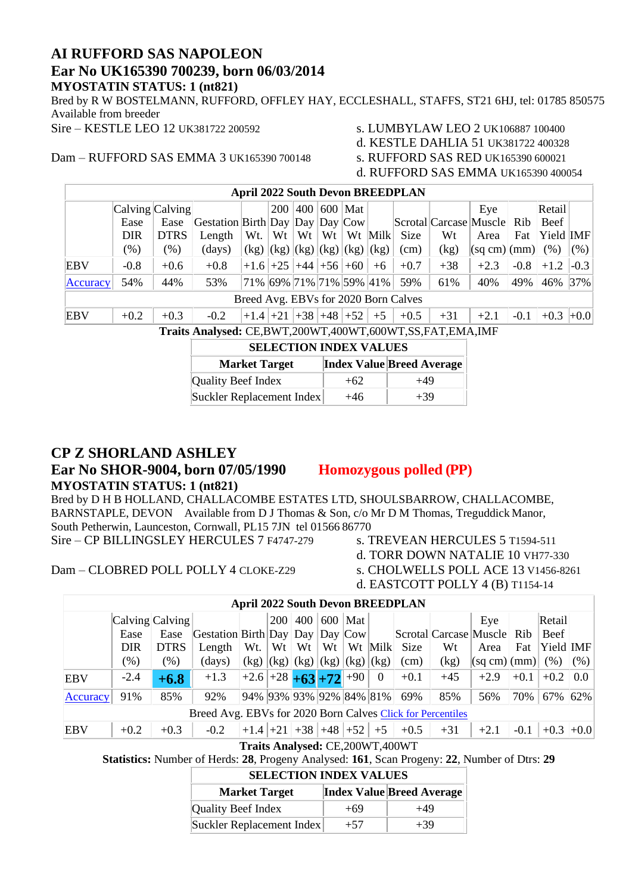## AI RUFFORD SAS NAPOLEON

## Ear No UK165390 700239, born 06/03/2014

**MYOSTATIN STATUS: 1 (nt821)**

Bred by R W BOSTELMANN, RUFFORD, OFFLEY HAY, ECCLESHALL, STAFFS, ST21 6HJ, tel: 01785 850575
Available from breeder

Sire – KESTLE LEO 12 UK381722 200592
s. LUMBYLAW LEO 2 UK106887 100400
d. KESTLE DAHLIA 51 UK381722 400328

Dam – RUFFORD SAS EMMA 3 UK165390 700148
s. RUFFORD SAS RED UK165390 600021
d. RUFFORD SAS EMMA UK165390 400054

| April 2022 South Devon BREEDPLAN | | | | | | | | | | | | | | | | |
|---|---|---|---|---|---|---|---|---|---|---|---|---|---|---|---|---|
| | Calving Ease DIR (%) | Calving Ease DTRS (%) | Gestation Length (days) | Birth Wt. (kg) | 200 Day Wt (kg) | 400 Day Wt (kg) | 600 Day Wt (kg) | Mat Cow Wt (kg) | Milk (kg) | Scrotal Size (cm) | Carcase Wt (kg) | Eye Muscle Area (sq cm) | Rib Fat (mm) | Retail Beef Yield (%) | IMF (%) |
| EBV | -0.8 | +0.6 | +0.8 | +1.6 | +25 | +44 | +56 | +60 | +6 | +0.7 | +38 | +2.3 | -0.8 | +1.2 | -0.3 |
| Accuracy | 54% | 44% | 53% | 71% | 69% | 71% | 71% | 59% | 41% | 59% | 61% | 40% | 49% | 46% | 37% |
| Breed Avg. EBVs for 2020 Born Calves | | | | | | | | | | | | | | | |
| EBV | +0.2 | +0.3 | -0.2 | +1.4 | +21 | +38 | +48 | +52 | +5 | +0.5 | +31 | +2.1 | -0.1 | +0.3 | +0.0 |

**Traits Analysed:** CE,BWT,200WT,400WT,600WT,SS,FAT,EMA,IMF

| SELECTION INDEX VALUES | | |
|---|---|---|
| **Market Target** | **Index Value** | **Breed Average** |
| Quality Beef Index | +62 | +49 |
| Suckler Replacement Index | +46 | +39 |

## CP Z SHORLAND ASHLEY

## Ear No SHOR-9004, born 07/05/1990 — Homozygous polled (PP)

**MYOSTATIN STATUS: 1 (nt821)**

Bred by D H B HOLLAND, CHALLACOMBE ESTATES LTD, SHOULSBARROW, CHALLACOMBE, BARNSTAPLE, DEVON   Available from D J Thomas & Son, c/o Mr D M Thomas, Treguddick Manor, South Petherwin, Launceston, Cornwall, PL15 7JN  tel 01566 86770

Sire – CP BILLINGSLEY HERCULES 7 F4747-279
s. TREVEAN HERCULES 5 T1594-511
d. TORR DOWN NATALIE 10 VH77-330

Dam – CLOBRED POLL POLLY 4 CLOKE-Z29
s. CHOLWELLS POLL ACE 13 V1456-8261
d. EASTCOTT POLLY 4 (B) T1154-14

| April 2022 South Devon BREEDPLAN | | | | | | | | | | | | | | | |
|---|---|---|---|---|---|---|---|---|---|---|---|---|---|---|---|
| | Calving Ease DIR (%) | Calving Ease DTRS (%) | Gestation Length (days) | Birth Wt. (kg) | 200 Day Wt (kg) | 400 Day Wt (kg) | 600 Day Wt (kg) | Mat Cow Wt (kg) | Milk (kg) | Scrotal Size (cm) | Carcase Wt (kg) | Eye Muscle Area (sq cm) | Rib Fat (mm) | Retail Beef Yield (%) | IMF (%) |
| EBV | -2.4 | **+6.8** | +1.3 | +2.6 | +28 | **+63** | **+72** | +90 | 0 | +0.1 | +45 | +2.9 | +0.1 | +0.2 | 0.0 |
| Accuracy | 91% | 85% | 92% | 94% | 93% | 93% | 92% | 84% | 81% | 69% | 85% | 56% | 70% | 67% | 62% |
| Breed Avg. EBVs for 2020 Born Calves Click for Percentiles | | | | | | | | | | | | | | | |
| EBV | +0.2 | +0.3 | -0.2 | +1.4 | +21 | +38 | +48 | +52 | +5 | +0.5 | +31 | +2.1 | -0.1 | +0.3 | +0.0 |

**Traits Analysed:** CE,200WT,400WT

**Statistics:** Number of Herds: **28**, Progeny Analysed: **161**, Scan Progeny: **22**, Number of Dtrs: **29**

| SELECTION INDEX VALUES | | |
|---|---|---|
| **Market Target** | **Index Value** | **Breed Average** |
| Quality Beef Index | +69 | +49 |
| Suckler Replacement Index | +57 | +39 |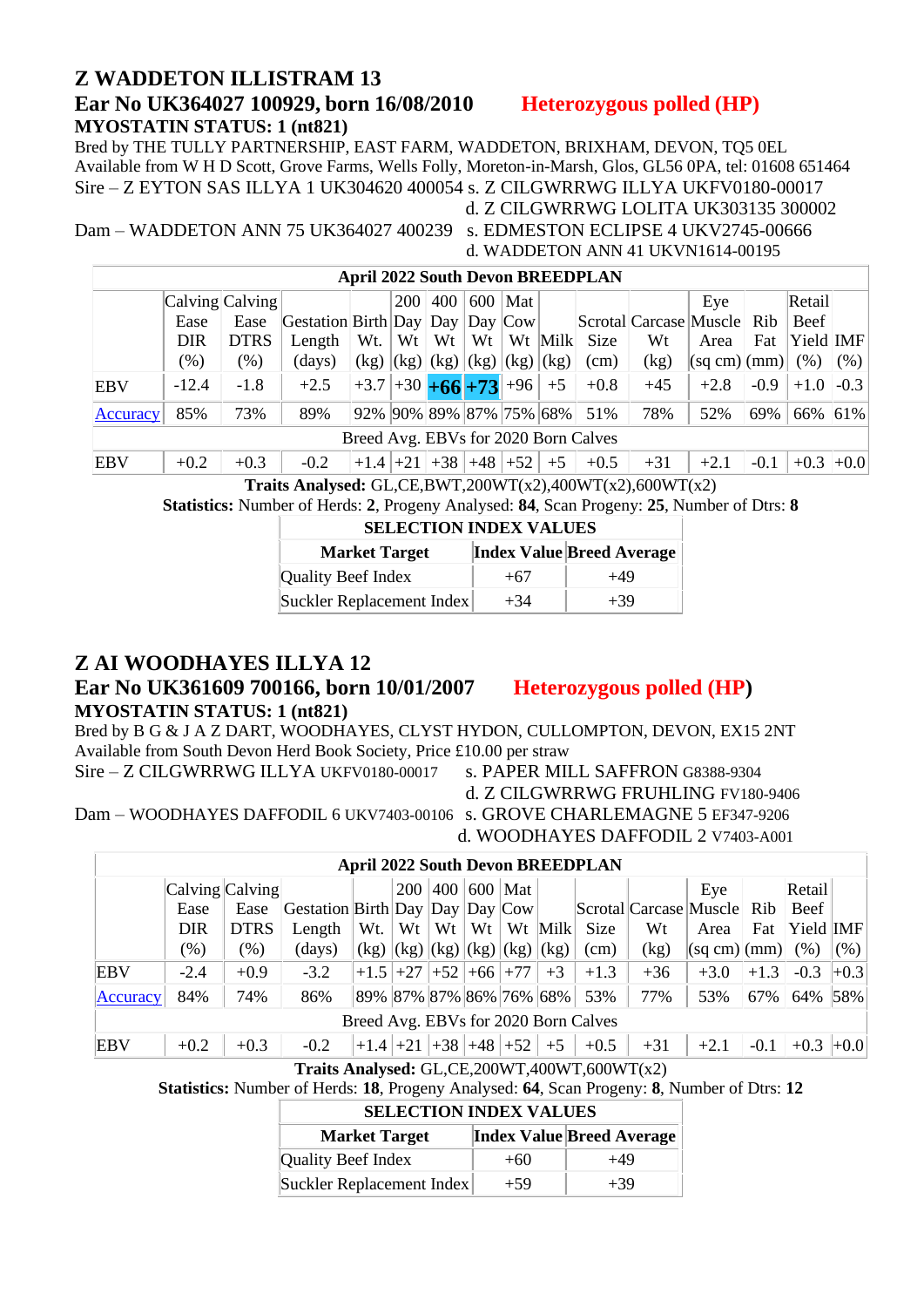## Z WADDETON ILLISTRAM 13

**Ear No UK364027 100929, born 16/08/2010** **Heterozygous polled (HP)**

**MYOSTATIN STATUS: 1 (nt821)**

Bred by THE TULLY PARTNERSHIP, EAST FARM, WADDETON, BRIXHAM, DEVON, TQ5 0EL
Available from W H D Scott, Grove Farms, Wells Folly, Moreton-in-Marsh, Glos, GL56 0PA, tel: 01608 651464

Sire – Z EYTON SAS ILLYA 1 UK304620 400054 s. Z CILGWRRWG ILLYA UKFV0180-00017
d. Z CILGWRRWG LOLITA UK303135 300002

Dam – WADDETON ANN 75 UK364027 400239 s. EDMESTON ECLIPSE 4 UKV2745-00666
d. WADDETON ANN 41 UKVN1614-00195

| April 2022 South Devon BREEDPLAN | | | | | | | | | | | | | | | | | |
|---|---|---|---|---|---|---|---|---|---|---|---|---|---|---|---|---|---|
| | Calving Ease DIR (%) | Calving Ease DTRS (%) | Gestation Length (days) | Birth Wt. (kg) | 200 Day Wt (kg) | 400 Day Wt (kg) | 600 Day Wt (kg) | Mat Cow Wt (kg) | Milk (kg) | Scrotal Size (cm) | Carcase Wt (kg) | Eye Muscle Area (sq cm) | Rib Fat (mm) | Retail Beef Yield (%) | IMF (%) |
| EBV | -12.4 | -1.8 | +2.5 | +3.7 | +30 | **+66** | **+73** | +96 | +5 | +0.8 | +45 | +2.8 | -0.9 | +1.0 | -0.3 |
| Accuracy | 85% | 73% | 89% | 92% | 90% | 89% | 87% | 75% | 68% | 51% | 78% | 52% | 69% | 66% | 61% |
| Breed Avg. EBVs for 2020 Born Calves | | | | | | | | | | | | | | | |
| EBV | +0.2 | +0.3 | -0.2 | +1.4 | +21 | +38 | +48 | +52 | +5 | +0.5 | +31 | +2.1 | -0.1 | +0.3 | +0.0 |

**Traits Analysed:** GL,CE,BWT,200WT(x2),400WT(x2),600WT(x2)

**Statistics:** Number of Herds: **2**, Progeny Analysed: **84**, Scan Progeny: **25**, Number of Dtrs: **8**

| SELECTION INDEX VALUES | | |
|---|---|---|
| **Market Target** | **Index Value** | **Breed Average** |
| Quality Beef Index | +67 | +49 |
| Suckler Replacement Index | +34 | +39 |

## Z AI WOODHAYES ILLYA 12

**Ear No UK361609 700166, born 10/01/2007** **Heterozygous polled (HP)**

**MYOSTATIN STATUS: 1 (nt821)**

Bred by B G & J A Z DART, WOODHAYES, CLYST HYDON, CULLOMPTON, DEVON, EX15 2NT
Available from South Devon Herd Book Society, Price £10.00 per straw

Sire – Z CILGWRRWG ILLYA UKFV0180-00017 s. PAPER MILL SAFFRON G8388-9304
d. Z CILGWRRWG FRUHLING FV180-9406

Dam – WOODHAYES DAFFODIL 6 UKV7403-00106 s. GROVE CHARLEMAGNE 5 EF347-9206
d. WOODHAYES DAFFODIL 2 V7403-A001

| April 2022 South Devon BREEDPLAN | | | | | | | | | | | | | | | |
|---|---|---|---|---|---|---|---|---|---|---|---|---|---|---|---|
| | Calving Ease DIR (%) | Calving Ease DTRS (%) | Gestation Length (days) | Birth Wt. (kg) | 200 Day Wt (kg) | 400 Day Wt (kg) | 600 Day Wt (kg) | Mat Cow Wt (kg) | Milk (kg) | Scrotal Size (cm) | Carcase Wt (kg) | Eye Muscle Area (sq cm) | Rib Fat (mm) | Retail Beef Yield (%) | IMF (%) |
| EBV | -2.4 | +0.9 | -3.2 | +1.5 | +27 | +52 | +66 | +77 | +3 | +1.3 | +36 | +3.0 | +1.3 | -0.3 | +0.3 |
| Accuracy | 84% | 74% | 86% | 89% | 87% | 87% | 86% | 76% | 68% | 53% | 77% | 53% | 67% | 64% | 58% |
| Breed Avg. EBVs for 2020 Born Calves | | | | | | | | | | | | | | | |
| EBV | +0.2 | +0.3 | -0.2 | +1.4 | +21 | +38 | +48 | +52 | +5 | +0.5 | +31 | +2.1 | -0.1 | +0.3 | +0.0 |

**Traits Analysed:** GL,CE,200WT,400WT,600WT(x2)

**Statistics:** Number of Herds: **18**, Progeny Analysed: **64**, Scan Progeny: **8**, Number of Dtrs: **12**

| SELECTION INDEX VALUES | | |
|---|---|---|
| **Market Target** | **Index Value** | **Breed Average** |
| Quality Beef Index | +60 | +49 |
| Suckler Replacement Index | +59 | +39 |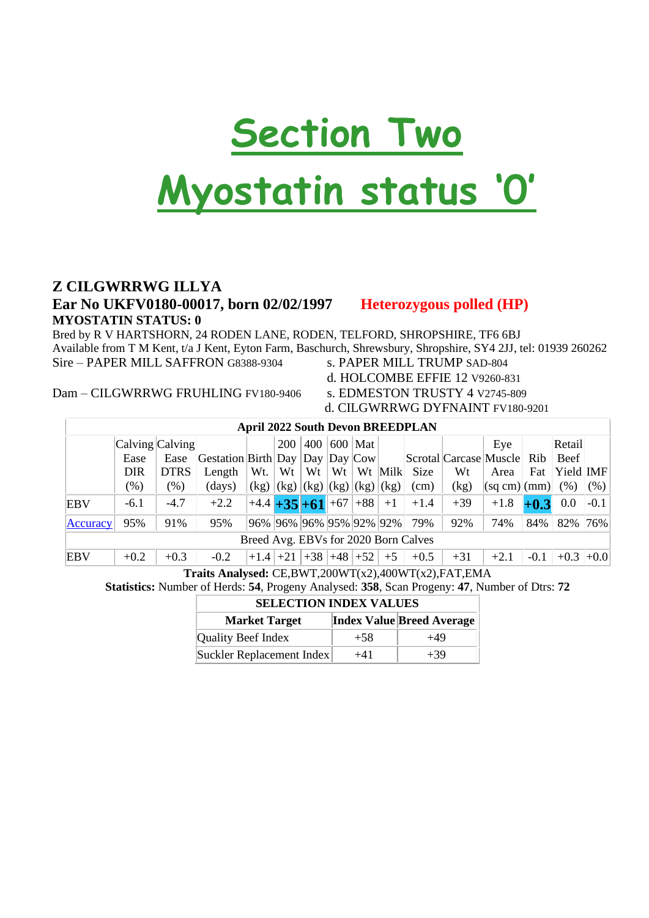# Section Two

# Myostatin status '0'

## Z CILGWRRWG ILLYA

**Ear No UKFV0180-00017, born 02/02/1997** **Heterozygous polled (HP)**

**MYOSTATIN STATUS: 0**

Bred by R V HARTSHORN, 24 RODEN LANE, RODEN, TELFORD, SHROPSHIRE, TF6 6BJ
Available from T M Kent, t/a J Kent, Eyton Farm, Baschurch, Shrewsbury, Shropshire, SY4 2JJ, tel: 01939 260262

Sire – PAPER MILL SAFFRON G8388-9304 s. PAPER MILL TRUMP SAD-804
d. HOLCOMBE EFFIE 12 V9260-831

Dam – CILGWRRWG FRUHLING FV180-9406 s. EDMESTON TRUSTY 4 V2745-809
d. CILGWRRWG DYFNAINT FV180-9201

| April 2022 South Devon BREEDPLAN | | | | | | | | | | | | | | | | |
|---|---|---|---|---|---|---|---|---|---|---|---|---|---|---|---|---|
| | Calving Ease DIR (%) | Calving Ease DTRS (%) | Gestation Length (days) | Birth Wt. (kg) | 200 Day Wt (kg) | 400 Day Wt (kg) | 600 Day Wt (kg) | Mat Cow Wt (kg) | Milk (kg) | Scrotal Size (cm) | Carcase Wt (kg) | Eye Muscle Area (sq cm) | Rib Fat (mm) | Retail Beef Yield (%) | IMF (%) |
| EBV | -6.1 | -4.7 | +2.2 | +4.4 | **+35** | **+61** | +67 | +88 | +1 | +1.4 | +39 | +1.8 | **+0.3** | 0.0 | -0.1 |
| Accuracy | 95% | 91% | 95% | 96% | 96% | 96% | 95% | 92% | 92% | 79% | 92% | 74% | 84% | 82% | 76% |
| Breed Avg. EBVs for 2020 Born Calves | | | | | | | | | | | | | | | |
| EBV | +0.2 | +0.3 | -0.2 | +1.4 | +21 | +38 | +48 | +52 | +5 | +0.5 | +31 | +2.1 | -0.1 | +0.3 | +0.0 |

**Traits Analysed:** CE,BWT,200WT(x2),400WT(x2),FAT,EMA

**Statistics:** Number of Herds: **54**, Progeny Analysed: **358**, Scan Progeny: **47**, Number of Dtrs: **72**

| SELECTION INDEX VALUES | | |
|---|---|---|
| **Market Target** | **Index Value** | **Breed Average** |
| Quality Beef Index | +58 | +49 |
| Suckler Replacement Index | +41 | +39 |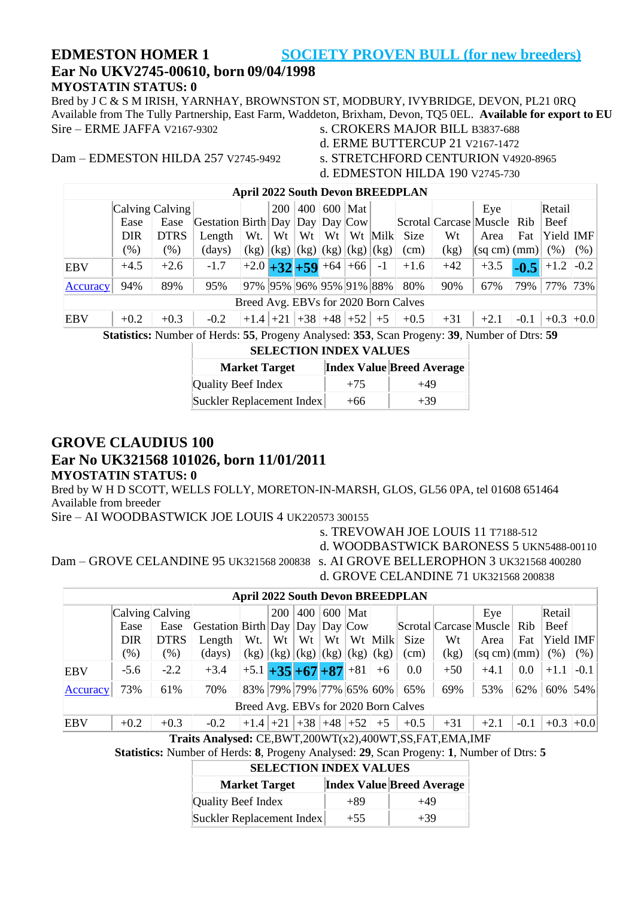## EDMESTON HOMER 1 — SOCIETY PROVEN BULL (for new breeders)

## Ear No UKV2745-00610, born 09/04/1998

**MYOSTATIN STATUS: 0**

Bred by J C & S M IRISH, YARNHAY, BROWNSTON ST, MODBURY, IVYBRIDGE, DEVON, PL21 0RQ
Available from The Tully Partnership, East Farm, Waddeton, Brixham, Devon, TQ5 0EL. **Available for export to EU**

Sire – ERME JAFFA V2167-9302
- s. CROKERS MAJOR BILL B3837-688
- d. ERME BUTTERCUP 21 V2167-1472

Dam – EDMESTON HILDA 257 V2745-9492
- s. STRETCHFORD CENTURION V4920-8965
- d. EDMESTON HILDA 190 V2745-730

| April 2022 South Devon BREEDPLAN | | | | | | | | | | | | | | | | |
|---|---|---|---|---|---|---|---|---|---|---|---|---|---|---|---|---|
| | Calving Ease DIR (%) | Calving Ease DTRS (%) | Gestation Length (days) | Birth Wt. (kg) | 200 Day Wt (kg) | 400 Day Wt (kg) | 600 Day Wt (kg) | Mat Cow Wt (kg) | Milk (kg) | Scrotal Size (cm) | Carcase Wt (kg) | Eye Muscle Area (sq cm) | Rib Fat (mm) | Retail Beef Yield (%) | IMF (%) |
| EBV | +4.5 | +2.6 | -1.7 | +2.0 | **+32** | **+59** | +64 | +66 | -1 | +1.6 | +42 | +3.5 | **-0.5** | +1.2 | -0.2 |
| Accuracy | 94% | 89% | 95% | 97% | 95% | 96% | 95% | 91% | 88% | 80% | 90% | 67% | 79% | 77% | 73% |
| Breed Avg. EBVs for 2020 Born Calves | | | | | | | | | | | | | | | |
| EBV | +0.2 | +0.3 | -0.2 | +1.4 | +21 | +38 | +48 | +52 | +5 | +0.5 | +31 | +2.1 | -0.1 | +0.3 | +0.0 |

**Statistics:** Number of Herds: **55**, Progeny Analysed: **353**, Scan Progeny: **39**, Number of Dtrs: **59**

**SELECTION INDEX VALUES**

| Market Target | Index Value | Breed Average |
|---|---|---|
| Quality Beef Index | +75 | +49 |
| Suckler Replacement Index | +66 | +39 |

## GROVE CLAUDIUS 100

## Ear No UK321568 101026, born 11/01/2011

**MYOSTATIN STATUS: 0**

Bred by W H D SCOTT, WELLS FOLLY, MORETON-IN-MARSH, GLOS, GL56 0PA, tel 01608 651464
Available from breeder

Sire – AI WOODBASTWICK JOE LOUIS 4 UK220573 300155
- s. TREVOWAH JOE LOUIS 11 T7188-512
- d. WOODBASTWICK BARONESS 5 UKN5488-00110

Dam – GROVE CELANDINE 95 UK321568 200838
- s. AI GROVE BELLEROPHON 3 UK321568 400280
- d. GROVE CELANDINE 71 UK321568 200838

| April 2022 South Devon BREEDPLAN | | | | | | | | | | | | | | | |
|---|---|---|---|---|---|---|---|---|---|---|---|---|---|---|---|
| | Calving Ease DIR (%) | Calving Ease DTRS (%) | Gestation Length (days) | Birth Wt. (kg) | 200 Day Wt (kg) | 400 Day Wt (kg) | 600 Day Wt (kg) | Mat Cow Wt (kg) | Milk (kg) | Scrotal Size (cm) | Carcase Wt (kg) | Eye Muscle Area (sq cm) | Rib Fat (mm) | Retail Beef Yield (%) | IMF (%) |
| EBV | -5.6 | -2.2 | +3.4 | +5.1 | **+35** | **+67** | **+87** | +81 | +6 | 0.0 | +50 | +4.1 | 0.0 | +1.1 | -0.1 |
| Accuracy | 73% | 61% | 70% | 83% | 79% | 79% | 77% | 65% | 60% | 65% | 69% | 53% | 62% | 60% | 54% |
| Breed Avg. EBVs for 2020 Born Calves | | | | | | | | | | | | | | | |
| EBV | +0.2 | +0.3 | -0.2 | +1.4 | +21 | +38 | +48 | +52 | +5 | +0.5 | +31 | +2.1 | -0.1 | +0.3 | +0.0 |

**Traits Analysed:** CE,BWT,200WT(x2),400WT,SS,FAT,EMA,IMF

**Statistics:** Number of Herds: **8**, Progeny Analysed: **29**, Scan Progeny: **1**, Number of Dtrs: **5**

**SELECTION INDEX VALUES**

| Market Target | Index Value | Breed Average |
|---|---|---|
| Quality Beef Index | +89 | +49 |
| Suckler Replacement Index | +55 | +39 |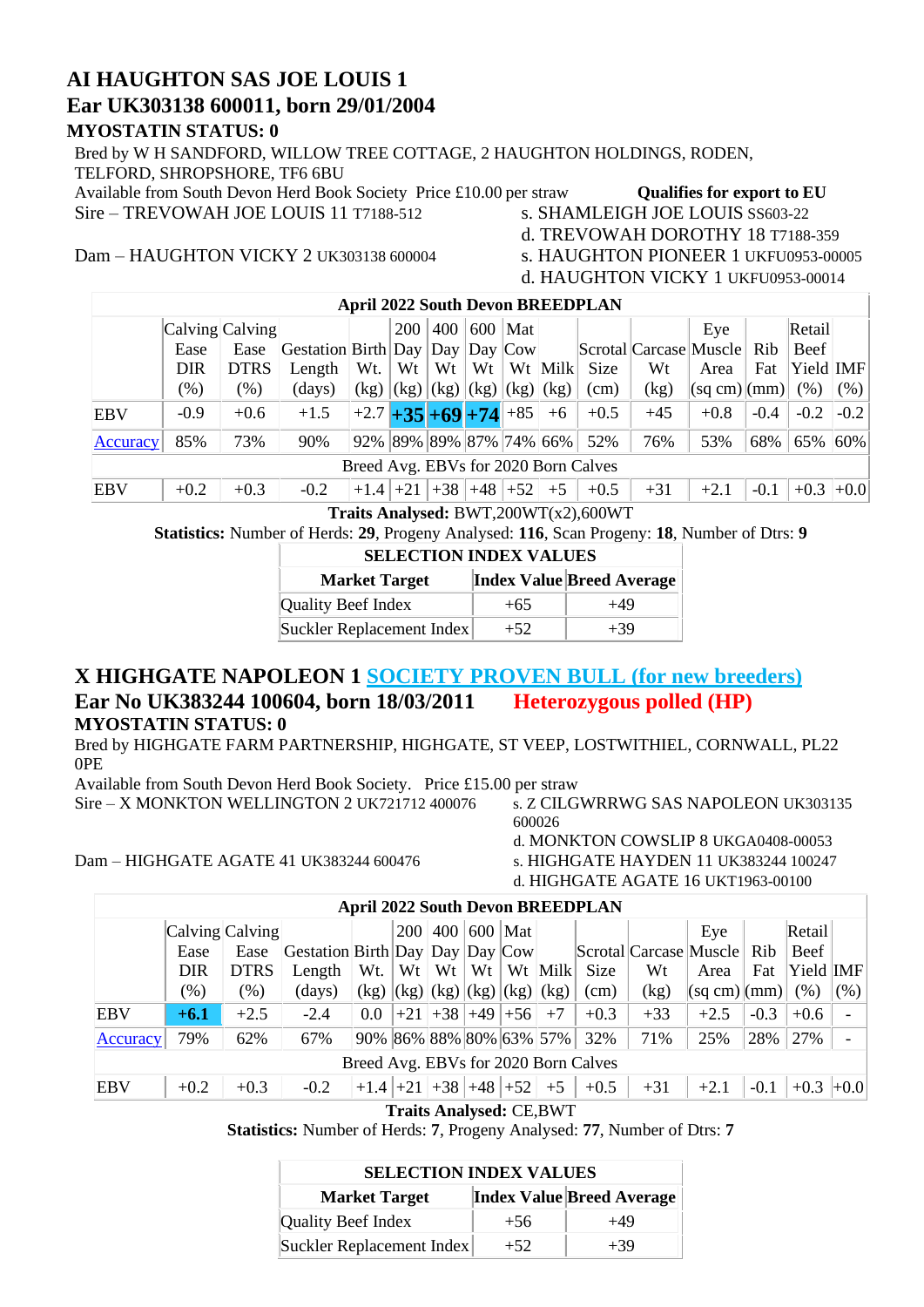## AI HAUGHTON SAS JOE LOUIS 1

## Ear UK303138 600011, born 29/01/2004

**MYOSTATIN STATUS: 0**

Bred by W H SANDFORD, WILLOW TREE COTTAGE, 2 HAUGHTON HOLDINGS, RODEN, TELFORD, SHROPSHORE, TF6 6BU

Available from South Devon Herd Book Society Price £10.00 per straw **Qualifies for export to EU**

Sire – TREVOWAH JOE LOUIS 11 T7188-512
s. SHAMLEIGH JOE LOUIS SS603-22
d. TREVOWAH DOROTHY 18 T7188-359

Dam – HAUGHTON VICKY 2 UK303138 600004
s. HAUGHTON PIONEER 1 UKFU0953-00005
d. HAUGHTON VICKY 1 UKFU0953-00014

**April 2022 South Devon BREEDPLAN**

| | Calving Ease DIR (%) | Calving Ease DTRS (%) | Gestation Length (days) | Birth Wt. (kg) | 200 Day Wt (kg) | 400 Day Wt (kg) | 600 Day Wt (kg) | Mat Cow Wt (kg) | Milk (kg) | Scrotal Size (cm) | Carcase Wt (kg) | Eye Muscle Area (sq cm) | Rib Fat (mm) | Retail Beef Yield (%) | IMF (%) |
|---|---|---|---|---|---|---|---|---|---|---|---|---|---|---|---|
| EBV | -0.9 | +0.6 | +1.5 | +2.7 | **+35** | **+69** | **+74** | +85 | +6 | +0.5 | +45 | +0.8 | -0.4 | -0.2 | -0.2 |
| Accuracy | 85% | 73% | 90% | 92% | 89% | 89% | 87% | 74% | 66% | 52% | 76% | 53% | 68% | 65% | 60% |
| Breed Avg. EBVs for 2020 Born Calves | | | | | | | | | | | | | | | |
| EBV | +0.2 | +0.3 | -0.2 | +1.4 | +21 | +38 | +48 | +52 | +5 | +0.5 | +31 | +2.1 | -0.1 | +0.3 | +0.0 |

**Traits Analysed:** BWT,200WT(x2),600WT

**Statistics:** Number of Herds: **29**, Progeny Analysed: **116**, Scan Progeny: **18**, Number of Dtrs: **9**

**SELECTION INDEX VALUES**

| Market Target | Index Value | Breed Average |
|---|---|---|
| Quality Beef Index | +65 | +49 |
| Suckler Replacement Index | +52 | +39 |

## X HIGHGATE NAPOLEON 1 SOCIETY PROVEN BULL (for new breeders)

## Ear No UK383244 100604, born 18/03/2011 Heterozygous polled (HP)

**MYOSTATIN STATUS: 0**

Bred by HIGHGATE FARM PARTNERSHIP, HIGHGATE, ST VEEP, LOSTWITHIEL, CORNWALL, PL22 0PE

Available from South Devon Herd Book Society. Price £15.00 per straw

Sire – X MONKTON WELLINGTON 2 UK721712 400076
s. Z CILGWRRWG SAS NAPOLEON UK303135 600026
d. MONKTON COWSLIP 8 UKGA0408-00053

Dam – HIGHGATE AGATE 41 UK383244 600476
s. HIGHGATE HAYDEN 11 UK383244 100247
d. HIGHGATE AGATE 16 UKT1963-00100

**April 2022 South Devon BREEDPLAN**

| | Calving Ease DIR (%) | Calving Ease DTRS (%) | Gestation Length (days) | Birth Wt. (kg) | 200 Day Wt (kg) | 400 Day Wt (kg) | 600 Day Wt (kg) | Mat Cow Wt (kg) | Milk (kg) | Scrotal Size (cm) | Carcase Wt (kg) | Eye Muscle Area (sq cm) | Rib Fat (mm) | Retail Beef Yield (%) | IMF (%) |
|---|---|---|---|---|---|---|---|---|---|---|---|---|---|---|---|
| EBV | **+6.1** | +2.5 | -2.4 | 0.0 | +21 | +38 | +49 | +56 | +7 | +0.3 | +33 | +2.5 | -0.3 | +0.6 | - |
| Accuracy | 79% | 62% | 67% | 90% | 86% | 88% | 80% | 63% | 57% | 32% | 71% | 25% | 28% | 27% | - |
| Breed Avg. EBVs for 2020 Born Calves | | | | | | | | | | | | | | | |
| EBV | +0.2 | +0.3 | -0.2 | +1.4 | +21 | +38 | +48 | +52 | +5 | +0.5 | +31 | +2.1 | -0.1 | +0.3 | +0.0 |

**Traits Analysed:** CE,BWT

**Statistics:** Number of Herds: **7**, Progeny Analysed: **77**, Number of Dtrs: **7**

**SELECTION INDEX VALUES**

| Market Target | Index Value | Breed Average |
|---|---|---|
| Quality Beef Index | +56 | +49 |
| Suckler Replacement Index | +52 | +39 |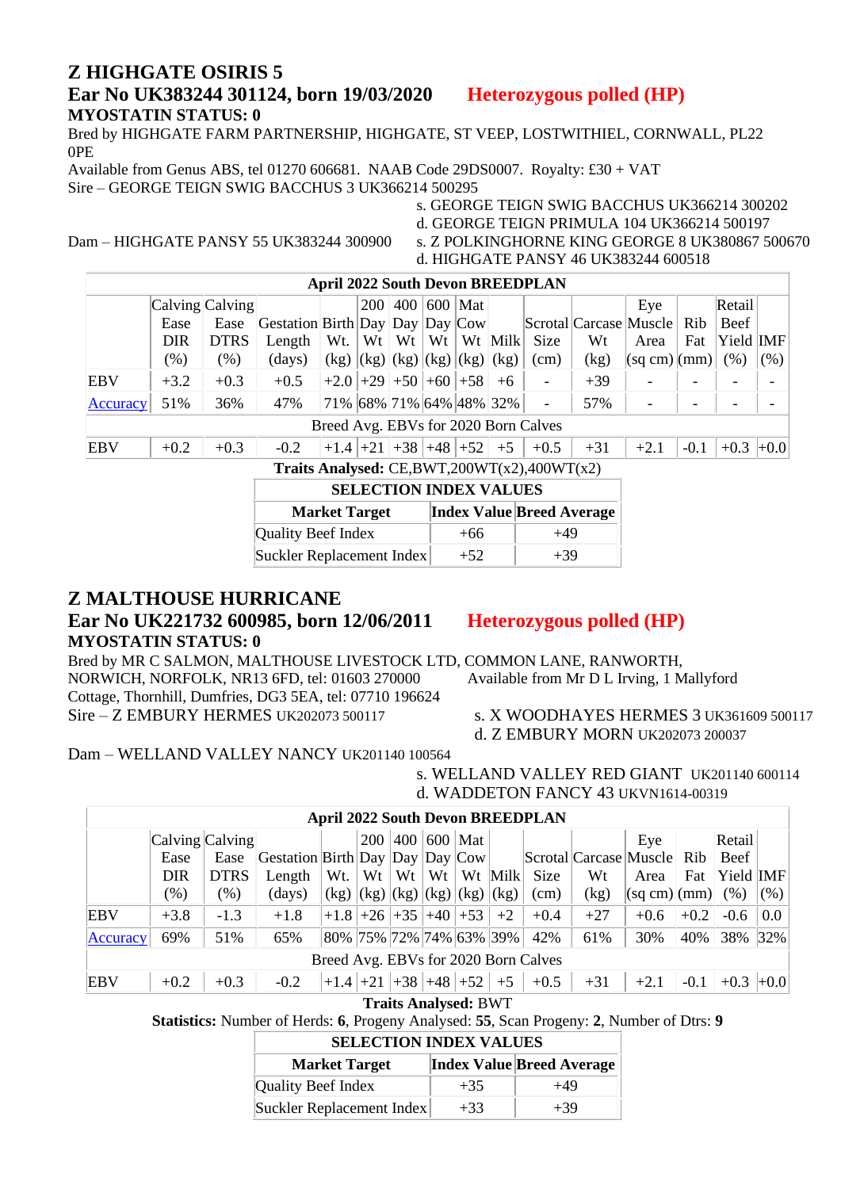## Z HIGHGATE OSIRIS 5

**Ear No UK383244 301124, born 19/03/2020** **Heterozygous polled (HP)**

**MYOSTATIN STATUS: 0**

Bred by HIGHGATE FARM PARTNERSHIP, HIGHGATE, ST VEEP, LOSTWITHIEL, CORNWALL, PL22 0PE

Available from Genus ABS, tel 01270 606681. NAAB Code 29DS0007. Royalty: £30 + VAT

Sire – GEORGE TEIGN SWIG BACCHUS 3 UK366214 500295

s. GEORGE TEIGN SWIG BACCHUS UK366214 300202
d. GEORGE TEIGN PRIMULA 104 UK366214 500197

Dam – HIGHGATE PANSY 55 UK383244 300900

s. Z POLKINGHORNE KING GEORGE 8 UK380867 500670
d. HIGHGATE PANSY 46 UK383244 600518

| April 2022 South Devon BREEDPLAN | | | | | | | | | | | | | | | | |
|---|---|---|---|---|---|---|---|---|---|---|---|---|---|---|---|---|
| | Calving Ease DIR (%) | Calving Ease DTRS (%) | Gestation Length (days) | Birth Wt. (kg) | 200 Day Wt (kg) | 400 Day Wt (kg) | 600 Day Wt (kg) | Mat Cow Wt (kg) | Milk (kg) | Scrotal Size (cm) | Carcase Wt (kg) | Eye Muscle Area (sq cm) | Rib Fat (mm) | Retail Beef Yield (%) | IMF (%) |
| EBV | +3.2 | +0.3 | +0.5 | +2.0 | +29 | +50 | +60 | +58 | +6 | - | +39 | - | - | - | - |
| Accuracy | 51% | 36% | 47% | 71% | 68% | 71% | 64% | 48% | 32% | - | 57% | - | - | - | - |
| Breed Avg. EBVs for 2020 Born Calves | | | | | | | | | | | | | | | |
| EBV | +0.2 | +0.3 | -0.2 | +1.4 | +21 | +38 | +48 | +52 | +5 | +0.5 | +31 | +2.1 | -0.1 | +0.3 | +0.0 |

**Traits Analysed:** CE,BWT,200WT(x2),400WT(x2)

| SELECTION INDEX VALUES | | |
|---|---|---|
| **Market Target** | **Index Value** | **Breed Average** |
| Quality Beef Index | +66 | +49 |
| Suckler Replacement Index | +52 | +39 |

## Z MALTHOUSE HURRICANE

**Ear No UK221732 600985, born 12/06/2011** **Heterozygous polled (HP)**

**MYOSTATIN STATUS: 0**

Bred by MR C SALMON, MALTHOUSE LIVESTOCK LTD, COMMON LANE, RANWORTH, NORWICH, NORFOLK, NR13 6FD, tel: 01603 270000

Available from Mr D L Irving, 1 Mallyford Cottage, Thornhill, Dumfries, DG3 5EA, tel: 07710 196624

Sire – Z EMBURY HERMES UK202073 500117

s. X WOODHAYES HERMES 3 UK361609 500117
d. Z EMBURY MORN UK202073 200037

Dam – WELLAND VALLEY NANCY UK201140 100564

s. WELLAND VALLEY RED GIANT UK201140 600114
d. WADDETON FANCY 43 UKVN1614-00319

| April 2022 South Devon BREEDPLAN | | | | | | | | | | | | | | | |
|---|---|---|---|---|---|---|---|---|---|---|---|---|---|---|---|
| | Calving Ease DIR (%) | Calving Ease DTRS (%) | Gestation Length (days) | Birth Wt. (kg) | 200 Day Wt (kg) | 400 Day Wt (kg) | 600 Day Wt (kg) | Mat Cow Wt (kg) | Milk (kg) | Scrotal Size (cm) | Carcase Wt (kg) | Eye Muscle Area (sq cm) | Rib Fat (mm) | Retail Beef Yield (%) | IMF (%) |
| EBV | +3.8 | -1.3 | +1.8 | +1.8 | +26 | +35 | +40 | +53 | +2 | +0.4 | +27 | +0.6 | +0.2 | -0.6 | 0.0 |
| Accuracy | 69% | 51% | 65% | 80% | 75% | 72% | 74% | 63% | 39% | 42% | 61% | 30% | 40% | 38% | 32% |
| Breed Avg. EBVs for 2020 Born Calves | | | | | | | | | | | | | | | |
| EBV | +0.2 | +0.3 | -0.2 | +1.4 | +21 | +38 | +48 | +52 | +5 | +0.5 | +31 | +2.1 | -0.1 | +0.3 | +0.0 |

**Traits Analysed:** BWT

**Statistics:** Number of Herds: **6**, Progeny Analysed: **55**, Scan Progeny: **2**, Number of Dtrs: **9**

| SELECTION INDEX VALUES | | |
|---|---|---|
| **Market Target** | **Index Value** | **Breed Average** |
| Quality Beef Index | +35 | +49 |
| Suckler Replacement Index | +33 | +39 |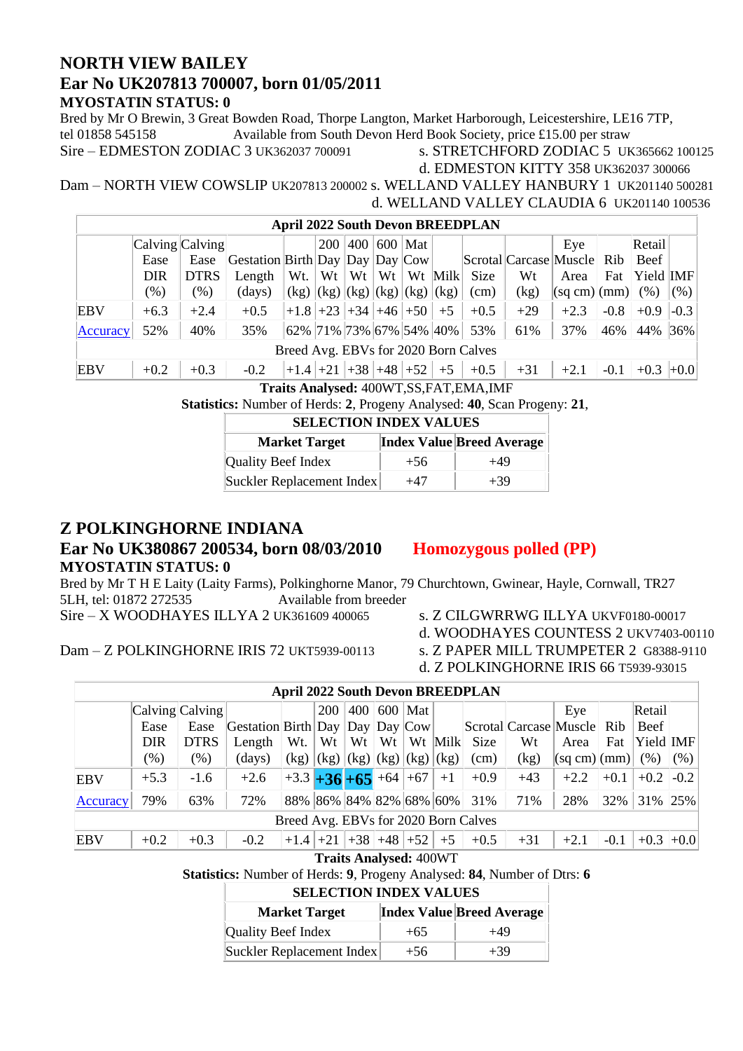## NORTH VIEW BAILEY

### Ear No UK207813 700007, born 01/05/2011

**MYOSTATIN STATUS: 0**

Bred by Mr O Brewin, 3 Great Bowden Road, Thorpe Langton, Market Harborough, Leicestershire, LE16 7TP, tel 01858 545158 Available from South Devon Herd Book Society, price £15.00 per straw

Sire – EDMESTON ZODIAC 3 UK362037 700091 s. STRETCHFORD ZODIAC 5 UK365662 100125
d. EDMESTON KITTY 358 UK362037 300066

Dam – NORTH VIEW COWSLIP UK207813 200002 s. WELLAND VALLEY HANBURY 1 UK201140 500281
d. WELLAND VALLEY CLAUDIA 6 UK201140 100536

| April 2022 South Devon BREEDPLAN | | | | | | | | | | | | | | | | |
|---|---|---|---|---|---|---|---|---|---|---|---|---|---|---|---|---|
| | Calving Ease DIR (%) | Calving Ease DTRS (%) | Gestation Length (days) | Birth Wt. (kg) | 200 Day Wt (kg) | 400 Day Wt (kg) | 600 Day Wt (kg) | Mat Cow Wt (kg) | Milk (kg) | Scrotal Size (cm) | Carcase Wt (kg) | Eye Muscle Area (sq cm) | Rib Fat (mm) | Retail Beef Yield (%) | IMF (%) |
| EBV | +6.3 | +2.4 | +0.5 | +1.8 | +23 | +34 | +46 | +50 | +5 | +0.5 | +29 | +2.3 | -0.8 | +0.9 | -0.3 |
| Accuracy | 52% | 40% | 35% | 62% | 71% | 73% | 67% | 54% | 40% | 53% | 61% | 37% | 46% | 44% | 36% |
| Breed Avg. EBVs for 2020 Born Calves | | | | | | | | | | | | | | | |
| EBV | +0.2 | +0.3 | -0.2 | +1.4 | +21 | +38 | +48 | +52 | +5 | +0.5 | +31 | +2.1 | -0.1 | +0.3 | +0.0 |

**Traits Analysed:** 400WT,SS,FAT,EMA,IMF

**Statistics:** Number of Herds: **2**, Progeny Analysed: **40**, Scan Progeny: **21**,

| SELECTION INDEX VALUES | | |
|---|---|---|
| **Market Target** | **Index Value** | **Breed Average** |
| Quality Beef Index | +56 | +49 |
| Suckler Replacement Index | +47 | +39 |

## Z POLKINGHORNE INDIANA

### Ear No UK380867 200534, born 08/03/2010 Homozygous polled (PP)

**MYOSTATIN STATUS: 0**

Bred by Mr T H E Laity (Laity Farms), Polkinghorne Manor, 79 Churchtown, Gwinear, Hayle, Cornwall, TR27 5LH, tel: 01872 272535 Available from breeder

Sire – X WOODHAYES ILLYA 2 UK361609 400065 s. Z CILGWRRWG ILLYA UKVF0180-00017
d. WOODHAYES COUNTESS 2 UKV7403-00110

Dam – Z POLKINGHORNE IRIS 72 UKT5939-00113 s. Z PAPER MILL TRUMPETER 2 G8388-9110
d. Z POLKINGHORNE IRIS 66 T5939-93015

| April 2022 South Devon BREEDPLAN | | | | | | | | | | | | | | | | |
|---|---|---|---|---|---|---|---|---|---|---|---|---|---|---|---|---|
| | Calving Ease DIR (%) | Calving Ease DTRS (%) | Gestation Length (days) | Birth Wt. (kg) | 200 Day Wt (kg) | 400 Day Wt (kg) | 600 Day Wt (kg) | Mat Cow Wt (kg) | Milk (kg) | Scrotal Size (cm) | Carcase Wt (kg) | Eye Muscle Area (sq cm) | Rib Fat (mm) | Retail Beef Yield (%) | IMF (%) |
| EBV | +5.3 | -1.6 | +2.6 | +3.3 | **+36** | **+65** | +64 | +67 | +1 | +0.9 | +43 | +2.2 | +0.1 | +0.2 | -0.2 |
| Accuracy | 79% | 63% | 72% | 88% | 86% | 84% | 82% | 68% | 60% | 31% | 71% | 28% | 32% | 31% | 25% |
| Breed Avg. EBVs for 2020 Born Calves | | | | | | | | | | | | | | | |
| EBV | +0.2 | +0.3 | -0.2 | +1.4 | +21 | +38 | +48 | +52 | +5 | +0.5 | +31 | +2.1 | -0.1 | +0.3 | +0.0 |

**Traits Analysed:** 400WT

**Statistics:** Number of Herds: **9**, Progeny Analysed: **84**, Number of Dtrs: **6**

| SELECTION INDEX VALUES | | |
|---|---|---|
| **Market Target** | **Index Value** | **Breed Average** |
| Quality Beef Index | +65 | +49 |
| Suckler Replacement Index | +56 | +39 |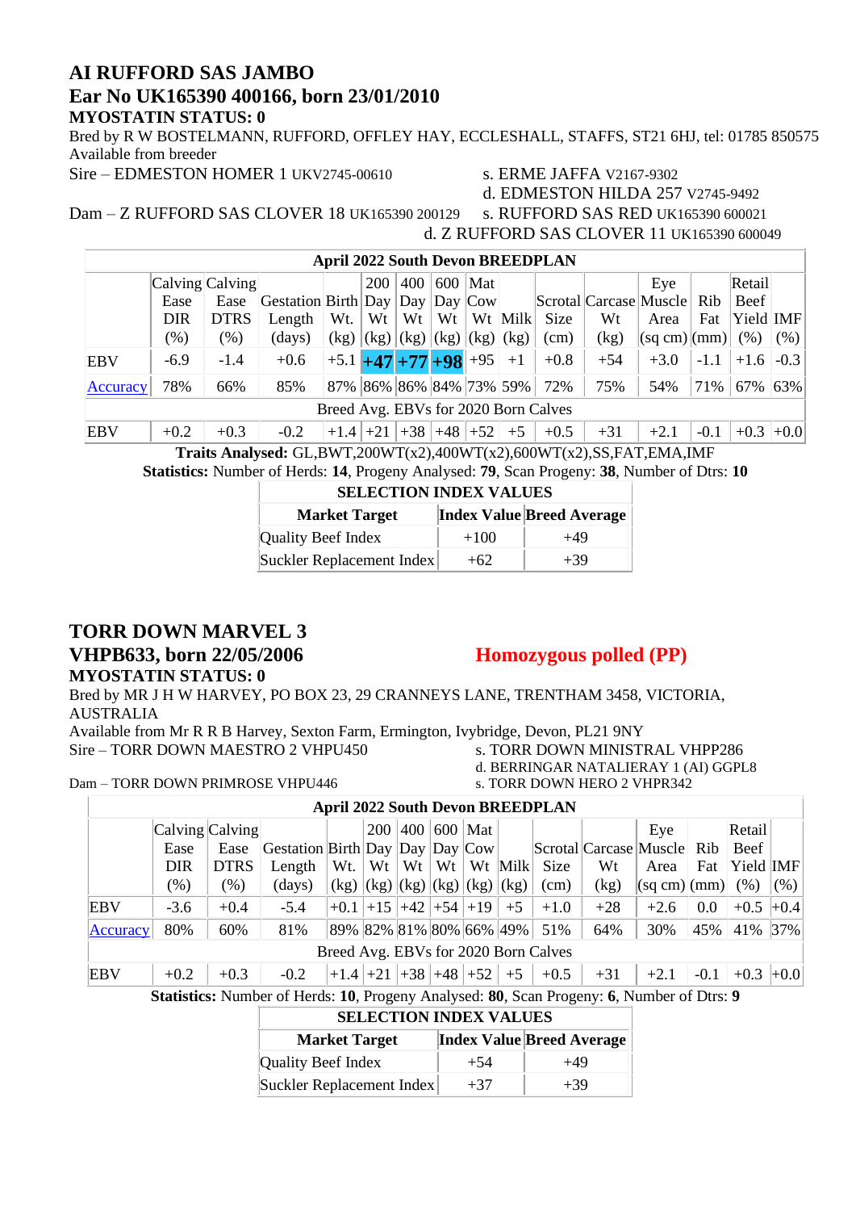## AI RUFFORD SAS JAMBO
## Ear No UK165390 400166, born 23/01/2010

**MYOSTATIN STATUS: 0**

Bred by R W BOSTELMANN, RUFFORD, OFFLEY HAY, ECCLESHALL, STAFFS, ST21 6HJ, tel: 01785 850575
Available from breeder

Sire – EDMESTON HOMER 1 UKV2745-00610
s. ERME JAFFA V2167-9302
d. EDMESTON HILDA 257 V2745-9492

Dam – Z RUFFORD SAS CLOVER 18 UK165390 200129
s. RUFFORD SAS RED UK165390 600021
d. Z RUFFORD SAS CLOVER 11 UK165390 600049

| April 2022 South Devon BREEDPLAN | | | | | | | | | | | | | | | | |
|---|---|---|---|---|---|---|---|---|---|---|---|---|---|---|---|---|
| | Calving Ease DIR (%) | Calving Ease DTRS (%) | Gestation Length (days) | Birth Wt. (kg) | 200 Day Wt (kg) | 400 Day Wt (kg) | 600 Day Wt (kg) | Mat Cow Wt (kg) | Milk (kg) | Scrotal Size (cm) | Carcase Wt (kg) | Eye Muscle Area (sq cm) | Rib Fat (mm) | Retail Beef Yield (%) | IMF (%) |
| EBV | -6.9 | -1.4 | +0.6 | +5.1 | +47 | +77 | +98 | +95 | +1 | +0.8 | +54 | +3.0 | -1.1 | +1.6 | -0.3 |
| Accuracy | 78% | 66% | 85% | 87% | 86% | 86% | 84% | 73% | 59% | 72% | 75% | 54% | 71% | 67% | 63% |
| Breed Avg. EBVs for 2020 Born Calves | | | | | | | | | | | | | | | |
| EBV | +0.2 | +0.3 | -0.2 | +1.4 | +21 | +38 | +48 | +52 | +5 | +0.5 | +31 | +2.1 | -0.1 | +0.3 | +0.0 |

**Traits Analysed:** GL,BWT,200WT(x2),400WT(x2),600WT(x2),SS,FAT,EMA,IMF
**Statistics:** Number of Herds: **14**, Progeny Analysed: **79**, Scan Progeny: **38**, Number of Dtrs: **10**

| SELECTION INDEX VALUES | | |
|---|---|---|
| **Market Target** | **Index Value** | **Breed Average** |
| Quality Beef Index | +100 | +49 |
| Suckler Replacement Index | +62 | +39 |

## TORR DOWN MARVEL 3
## VHPB633, born 22/05/2006

**Homozygous polled (PP)**

**MYOSTATIN STATUS: 0**

Bred by MR J H W HARVEY, PO BOX 23, 29 CRANNEYS LANE, TRENTHAM 3458, VICTORIA, AUSTRALIA
Available from Mr R R B Harvey, Sexton Farm, Ermington, Ivybridge, Devon, PL21 9NY

Sire – TORR DOWN MAESTRO 2 VHPU450
s. TORR DOWN MINISTRAL VHPP286
d. BERRINGAR NATALIERAY 1 (AI) GGPL8

Dam – TORR DOWN PRIMROSE VHPU446
s. TORR DOWN HERO 2 VHPR342

| April 2022 South Devon BREEDPLAN | | | | | | | | | | | | | | | | |
|---|---|---|---|---|---|---|---|---|---|---|---|---|---|---|---|---|
| | Calving Ease DIR (%) | Calving Ease DTRS (%) | Gestation Length (days) | Birth Wt. (kg) | 200 Day Wt (kg) | 400 Day Wt (kg) | 600 Day Wt (kg) | Mat Cow Wt (kg) | Milk (kg) | Scrotal Size (cm) | Carcase Wt (kg) | Eye Muscle Area (sq cm) | Rib Fat (mm) | Retail Beef Yield (%) | IMF (%) |
| EBV | -3.6 | +0.4 | -5.4 | +0.1 | +15 | +42 | +54 | +19 | +5 | +1.0 | +28 | +2.6 | 0.0 | +0.5 | +0.4 |
| Accuracy | 80% | 60% | 81% | 89% | 82% | 81% | 80% | 66% | 49% | 51% | 64% | 30% | 45% | 41% | 37% |
| Breed Avg. EBVs for 2020 Born Calves | | | | | | | | | | | | | | | |
| EBV | +0.2 | +0.3 | -0.2 | +1.4 | +21 | +38 | +48 | +52 | +5 | +0.5 | +31 | +2.1 | -0.1 | +0.3 | +0.0 |

**Statistics:** Number of Herds: **10**, Progeny Analysed: **80**, Scan Progeny: **6**, Number of Dtrs: **9**

| SELECTION INDEX VALUES | | |
|---|---|---|
| **Market Target** | **Index Value** | **Breed Average** |
| Quality Beef Index | +54 | +49 |
| Suckler Replacement Index | +37 | +39 |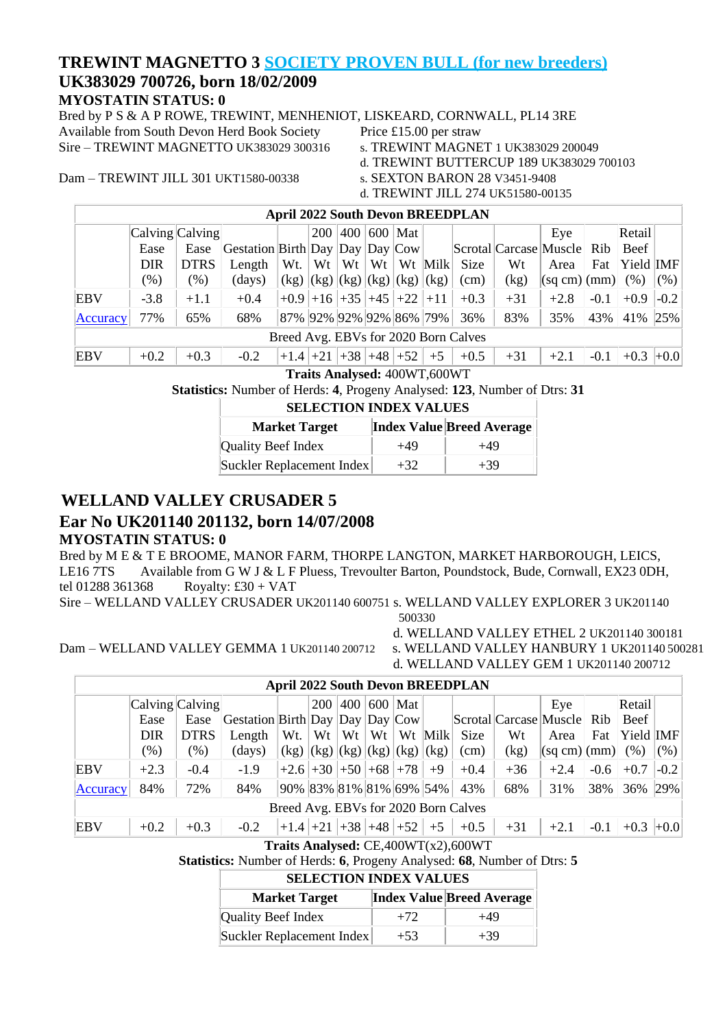## TREWINT MAGNETTO 3 SOCIETY PROVEN BULL (for new breeders)

## UK383029 700726, born 18/02/2009

### MYOSTATIN STATUS: 0

Bred by P S & A P ROWE, TREWINT, MENHENIOT, LISKEARD, CORNWALL, PL14 3RE

Available from South Devon Herd Book Society     Price £15.00 per straw

Sire – TREWINT MAGNETTO UK383029 300316     s. TREWINT MAGNET 1 UK383029 200049

d. TREWINT BUTTERCUP 189 UK383029 700103

Dam – TREWINT JILL 301 UKT1580-00338     s. SEXTON BARON 28 V3451-9408

d. TREWINT JILL 274 UK51580-00135

| April 2022 South Devon BREEDPLAN | | | | | | | | | | | | | | | | |
|---|---|---|---|---|---|---|---|---|---|---|---|---|---|---|---|---|
| | Calving Ease DIR (%) | Calving Ease DTRS (%) | Gestation Length (days) | Birth Wt. (kg) | 200 Day Wt (kg) | 400 Day Wt (kg) | 600 Day Wt (kg) | Mat Cow Wt (kg) | Milk (kg) | Scrotal Size (cm) | Carcase Wt (kg) | Eye Muscle Area (sq cm) | Rib Fat (mm) | Retail Beef Yield (%) | IMF (%) |
| EBV | -3.8 | +1.1 | +0.4 | +0.9 | +16 | +35 | +45 | +22 | +11 | +0.3 | +31 | +2.8 | -0.1 | +0.9 | -0.2 |
| Accuracy | 77% | 65% | 68% | 87% | 92% | 92% | 92% | 86% | 79% | 36% | 83% | 35% | 43% | 41% | 25% |
| Breed Avg. EBVs for 2020 Born Calves | | | | | | | | | | | | | | | |
| EBV | +0.2 | +0.3 | -0.2 | +1.4 | +21 | +38 | +48 | +52 | +5 | +0.5 | +31 | +2.1 | -0.1 | +0.3 | +0.0 |

**Traits Analysed:** 400WT,600WT

**Statistics:** Number of Herds: **4**, Progeny Analysed: **123**, Number of Dtrs: **31**

| SELECTION INDEX VALUES | | |
|---|---|---|
| **Market Target** | **Index Value** | **Breed Average** |
| Quality Beef Index | +49 | +49 |
| Suckler Replacement Index | +32 | +39 |

## WELLAND VALLEY CRUSADER 5

## Ear No UK201140 201132, born 14/07/2008

### MYOSTATIN STATUS: 0

Bred by M E & T E BROOME, MANOR FARM, THORPE LANGTON, MARKET HARBOROUGH, LEICS, LE16 7TS     Available from G W J & L F Pluess, Trevoulter Barton, Poundstock, Bude, Cornwall, EX23 0DH, tel 01288 361368     Royalty: £30 + VAT

Sire – WELLAND VALLEY CRUSADER UK201140 600751 s. WELLAND VALLEY EXPLORER 3 UK201140 500330

d. WELLAND VALLEY ETHEL 2 UK201140 300181

Dam – WELLAND VALLEY GEMMA 1 UK201140 200712     s. WELLAND VALLEY HANBURY 1 UK201140 500281

d. WELLAND VALLEY GEM 1 UK201140 200712

| April 2022 South Devon BREEDPLAN | | | | | | | | | | | | | | | | |
|---|---|---|---|---|---|---|---|---|---|---|---|---|---|---|---|---|
| | Calving Ease DIR (%) | Calving Ease DTRS (%) | Gestation Length (days) | Birth Wt. (kg) | 200 Day Wt (kg) | 400 Day Wt (kg) | 600 Day Wt (kg) | Mat Cow Wt (kg) | Milk (kg) | Scrotal Size (cm) | Carcase Wt (kg) | Eye Muscle Area (sq cm) | Rib Fat (mm) | Retail Beef Yield (%) | IMF (%) |
| EBV | +2.3 | -0.4 | -1.9 | +2.6 | +30 | +50 | +68 | +78 | +9 | +0.4 | +36 | +2.4 | -0.6 | +0.7 | -0.2 |
| Accuracy | 84% | 72% | 84% | 90% | 83% | 81% | 81% | 69% | 54% | 43% | 68% | 31% | 38% | 36% | 29% |
| Breed Avg. EBVs for 2020 Born Calves | | | | | | | | | | | | | | | |
| EBV | +0.2 | +0.3 | -0.2 | +1.4 | +21 | +38 | +48 | +52 | +5 | +0.5 | +31 | +2.1 | -0.1 | +0.3 | +0.0 |

**Traits Analysed:** CE,400WT(x2),600WT

**Statistics:** Number of Herds: **6**, Progeny Analysed: **68**, Number of Dtrs: **5**

| SELECTION INDEX VALUES | | |
|---|---|---|
| **Market Target** | **Index Value** | **Breed Average** |
| Quality Beef Index | +72 | +49 |
| Suckler Replacement Index | +53 | +39 |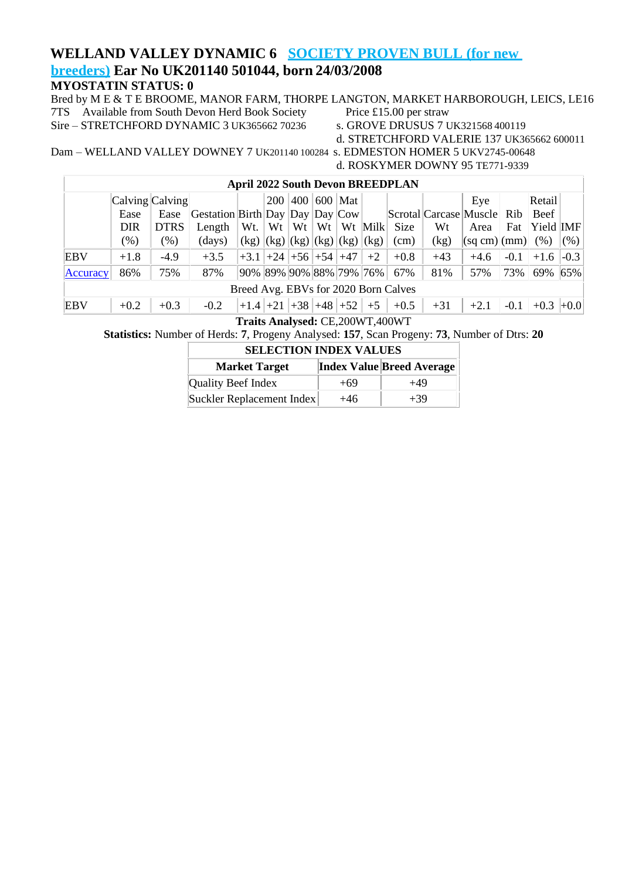# WELLAND VALLEY DYNAMIC 6 [SOCIETY PROVEN BULL (for new breeders)] Ear No UK201140 501044, born 24/03/2008

**MYOSTATIN STATUS: 0**

Bred by M E & T E BROOME, MANOR FARM, THORPE LANGTON, MARKET HARBOROUGH, LEICS, LE16 7TS Available from South Devon Herd Book Society Price £15.00 per straw

Sire – STRETCHFORD DYNAMIC 3 UK365662 70236 s. GROVE DRUSUS 7 UK321568 400119

d. STRETCHFORD VALERIE 137 UK365662 600011

Dam – WELLAND VALLEY DOWNEY 7 UK201140 100284 s. EDMESTON HOMER 5 UKV2745-00648

d. ROSKYMER DOWNY 95 TE771-9339

| April 2022 South Devon BREEDPLAN | | | | | | | | | | | | | | | | |
|---|---|---|---|---|---|---|---|---|---|---|---|---|---|---|---|---|
| | Calving Ease DIR (%) | Calving Ease DTRS (%) | Gestation Length (days) | Birth Wt. (kg) | 200 Day Wt (kg) | 400 Day Wt (kg) | 600 Day Wt (kg) | Mat Cow Wt (kg) | Milk (kg) | Scrotal Size (cm) | Carcase Wt (kg) | Eye Muscle Area (sq cm) | Rib Fat (mm) | Retail Beef Yield (%) | IMF (%) |
| EBV | +1.8 | -4.9 | +3.5 | +3.1 | +24 | +56 | +54 | +47 | +2 | +0.8 | +43 | +4.6 | -0.1 | +1.6 | -0.3 |
| Accuracy | 86% | 75% | 87% | 90% | 89% | 90% | 88% | 79% | 76% | 67% | 81% | 57% | 73% | 69% | 65% |
| Breed Avg. EBVs for 2020 Born Calves | | | | | | | | | | | | | | | |
| EBV | +0.2 | +0.3 | -0.2 | +1.4 | +21 | +38 | +48 | +52 | +5 | +0.5 | +31 | +2.1 | -0.1 | +0.3 | +0.0 |

**Traits Analysed:** CE,200WT,400WT

**Statistics:** Number of Herds: **7**, Progeny Analysed: **157**, Scan Progeny: **73**, Number of Dtrs: **20**

| SELECTION INDEX VALUES | | |
|---|---|---|
| **Market Target** | **Index Value** | **Breed Average** |
| Quality Beef Index | +69 | +49 |
| Suckler Replacement Index | +46 | +39 |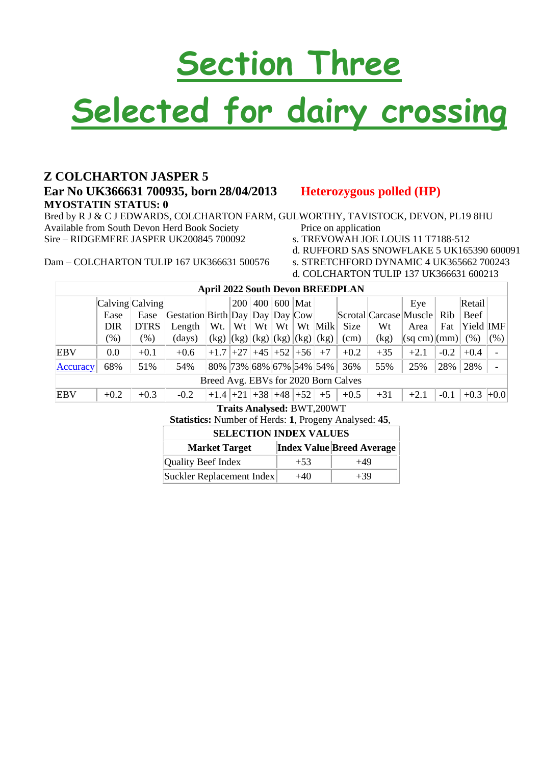# Section Three

# Selected for dairy crossing

### Z COLCHARTON JASPER 5

**Ear No UK366631 700935, born 28/04/2013** **Heterozygous polled (HP)**

**MYOSTATIN STATUS: 0**

Bred by R J & C J EDWARDS, COLCHARTON FARM, GULWORTHY, TAVISTOCK, DEVON, PL19 8HU

Available from South Devon Herd Book Society — Price on application

Sire – RIDGEMERE JASPER UK200845 700092
- s. TREVOWAH JOE LOUIS 11 T7188-512
- d. RUFFORD SAS SNOWFLAKE 5 UK165390 600091

Dam – COLCHARTON TULIP 167 UK366631 500576
- s. STRETCHFORD DYNAMIC 4 UK365662 700243
- d. COLCHARTON TULIP 137 UK366631 600213

**April 2022 South Devon BREEDPLAN**

| | Calving Ease DIR (%) | Calving Ease DTRS (%) | Gestation Length (days) | Birth Wt. (kg) | 200 Day Wt (kg) | 400 Day Wt (kg) | 600 Day Wt (kg) | Mat Cow Wt (kg) | Milk (kg) | Scrotal Size (cm) | Carcase Wt (kg) | Eye Muscle Area (sq cm) | Rib Fat (mm) | Retail Beef Yield (%) | IMF (%) |
|---|---|---|---|---|---|---|---|---|---|---|---|---|---|---|---|
| EBV | 0.0 | +0.1 | +0.6 | +1.7 | +27 | +45 | +52 | +56 | +7 | +0.2 | +35 | +2.1 | -0.2 | +0.4 | - |
| Accuracy | 68% | 51% | 54% | 80% | 73% | 68% | 67% | 54% | 54% | 36% | 55% | 25% | 28% | 28% | - |
| Breed Avg. EBVs for 2020 Born Calves | | | | | | | | | | | | | | | |
| EBV | +0.2 | +0.3 | -0.2 | +1.4 | +21 | +38 | +48 | +52 | +5 | +0.5 | +31 | +2.1 | -0.1 | +0.3 | +0.0 |

**Traits Analysed:** BWT,200WT

**Statistics:** Number of Herds: **1**, Progeny Analysed: **45**,

| SELECTION INDEX VALUES | | |
|---|---|---|
| **Market Target** | **Index Value** | **Breed Average** |
| Quality Beef Index | +53 | +49 |
| Suckler Replacement Index | +40 | +39 |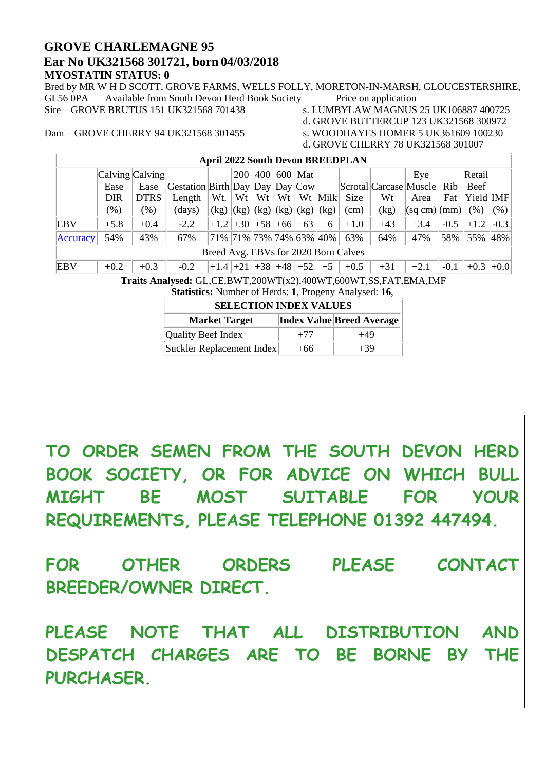# GROVE CHARLEMAGNE 95

## Ear No UK321568 301721, born 04/03/2018

**MYOSTATIN STATUS: 0**

Bred by MR W H D SCOTT, GROVE FARMS, WELLS FOLLY, MORETON-IN-MARSH, GLOUCESTERSHIRE, GL56 0PA    Available from South Devon Herd Book Society    Price on application

Sire – GROVE BRUTUS 151 UK321568 701438    s. LUMBYLAW MAGNUS 25 UK106887 400725
    d. GROVE BUTTERCUP 123 UK321568 300972

Dam – GROVE CHERRY 94 UK321568 301455    s. WOODHAYES HOMER 5 UK361609 100230
    d. GROVE CHERRY 78 UK321568 301007

| April 2022 South Devon BREEDPLAN | | | | | | | | | | | | | | | | |
|---|---|---|---|---|---|---|---|---|---|---|---|---|---|---|---|---|
| | Calving Ease DIR (%) | Calving Ease DTRS (%) | Gestation Length (days) | Birth Wt. (kg) | 200 Day Wt (kg) | 400 Day Wt (kg) | 600 Day Wt (kg) | Mat Cow Wt (kg) | Milk (kg) | Scrotal Size (cm) | Carcase Wt (kg) | Eye Muscle Area (sq cm) | Rib Fat (mm) | Retail Beef Yield (%) | IMF (%) |
| EBV | +5.8 | +0.4 | -2.2 | +1.2 | +30 | +58 | +66 | +63 | +6 | +1.0 | +43 | +3.4 | -0.5 | +1.2 | -0.3 |
| Accuracy | 54% | 43% | 67% | 71% | 71% | 73% | 74% | 63% | 40% | 63% | 64% | 47% | 58% | 55% | 48% |
| Breed Avg. EBVs for 2020 Born Calves | | | | | | | | | | | | | | | |
| EBV | +0.2 | +0.3 | -0.2 | +1.4 | +21 | +38 | +48 | +52 | +5 | +0.5 | +31 | +2.1 | -0.1 | +0.3 | +0.0 |

**Traits Analysed:** GL,CE,BWT,200WT(x2),400WT,600WT,SS,FAT,EMA,IMF

**Statistics:** Number of Herds: **1**, Progeny Analysed: **16**,

| SELECTION INDEX VALUES | | |
|---|---|---|
| **Market Target** | **Index Value** | **Breed Average** |
| Quality Beef Index | +77 | +49 |
| Suckler Replacement Index | +66 | +39 |

TO ORDER SEMEN FROM THE SOUTH DEVON HERD BOOK SOCIETY, OR FOR ADVICE ON WHICH BULL MIGHT BE MOST SUITABLE FOR YOUR REQUIREMENTS, PLEASE TELEPHONE 01392 447494.

FOR OTHER ORDERS PLEASE CONTACT BREEDER/OWNER DIRECT.

PLEASE NOTE THAT ALL DISTRIBUTION AND DESPATCH CHARGES ARE TO BE BORNE BY THE PURCHASER.